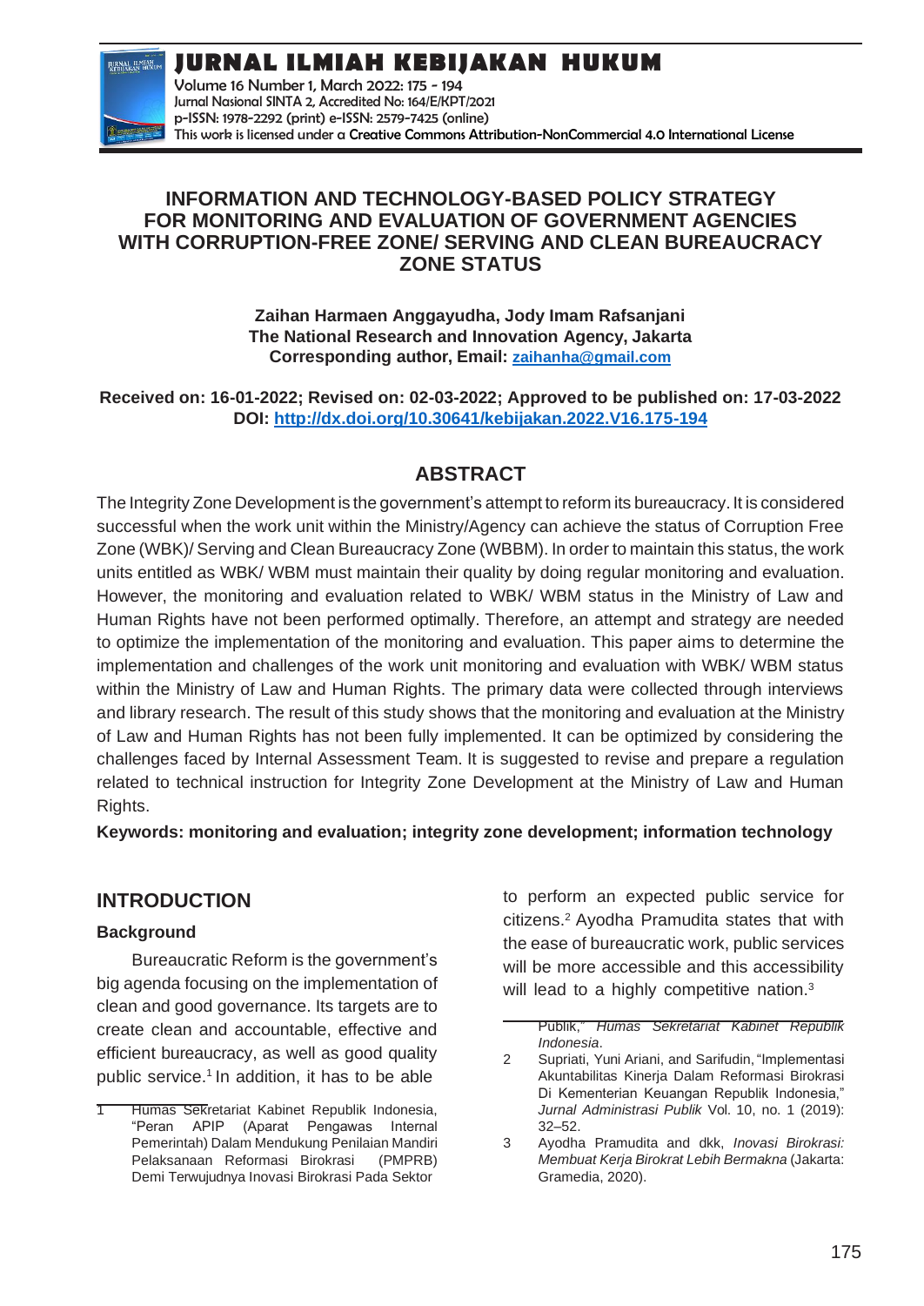# INFORMATION AND TECHNOLOGY-BASED POLICY STRATEGY FOR MONITORING AND EVALUATION OF GOVERNMENT AGENCIES WITH CORRUPTION-FREE ZONE/ SERVING AND CLEAN BUREAUCRACY ZONE STATUS

**Zaihan Harmaen Anggayudha, Jody Imam Rafsanjani**
**The National Research and Innovation Agency, Jakarta**
**Corresponding author, Email: zaihanha@gmail.com**

**Received on: 16-01-2022; Revised on: 02-03-2022; Approved to be published on: 17-03-2022**
**DOI: http://dx.doi.org/10.30641/kebijakan.2022.V16.175-194**

## ABSTRACT

The Integrity Zone Development is the government's attempt to reform its bureaucracy. It is considered successful when the work unit within the Ministry/Agency can achieve the status of Corruption Free Zone (WBK)/ Serving and Clean Bureaucracy Zone (WBBM). In order to maintain this status, the work units entitled as WBK/ WBM must maintain their quality by doing regular monitoring and evaluation. However, the monitoring and evaluation related to WBK/ WBM status in the Ministry of Law and Human Rights have not been performed optimally. Therefore, an attempt and strategy are needed to optimize the implementation of the monitoring and evaluation. This paper aims to determine the implementation and challenges of the work unit monitoring and evaluation with WBK/ WBM status within the Ministry of Law and Human Rights. The primary data were collected through interviews and library research. The result of this study shows that the monitoring and evaluation at the Ministry of Law and Human Rights has not been fully implemented. It can be optimized by considering the challenges faced by Internal Assessment Team. It is suggested to revise and prepare a regulation related to technical instruction for Integrity Zone Development at the Ministry of Law and Human Rights.

**Keywords: monitoring and evaluation; integrity zone development; information technology**

## INTRODUCTION

### Background

Bureaucratic Reform is the government's big agenda focusing on the implementation of clean and good governance. Its targets are to create clean and accountable, effective and efficient bureaucracy, as well as good quality public service.[1] In addition, it has to be able to perform an expected public service for citizens.[2] Ayodha Pramudita states that with the ease of bureaucratic work, public services will be more accessible and this accessibility will lead to a highly competitive nation.[3]

1 Humas Sekretariat Kabinet Republik Indonesia, "Peran APIP (Aparat Pengawas Internal Pemerintah) Dalam Mendukung Penilaian Mandiri Pelaksanaan Reformasi Birokrasi (PMPRB) Demi Terwujudnya Inovasi Birokrasi Pada Sektor Publik," *Humas Sekretariat Kabinet Republik Indonesia*.

2 Supriati, Yuni Ariani, and Sarifudin, "Implementasi Akuntabilitas Kinerja Dalam Reformasi Birokrasi Di Kementerian Keuangan Republik Indonesia," *Jurnal Administrasi Publik* Vol. 10, no. 1 (2019): 32–52.

3 Ayodha Pramudita and dkk, *Inovasi Birokrasi: Membuat Kerja Birokrat Lebih Bermakna* (Jakarta: Gramedia, 2020).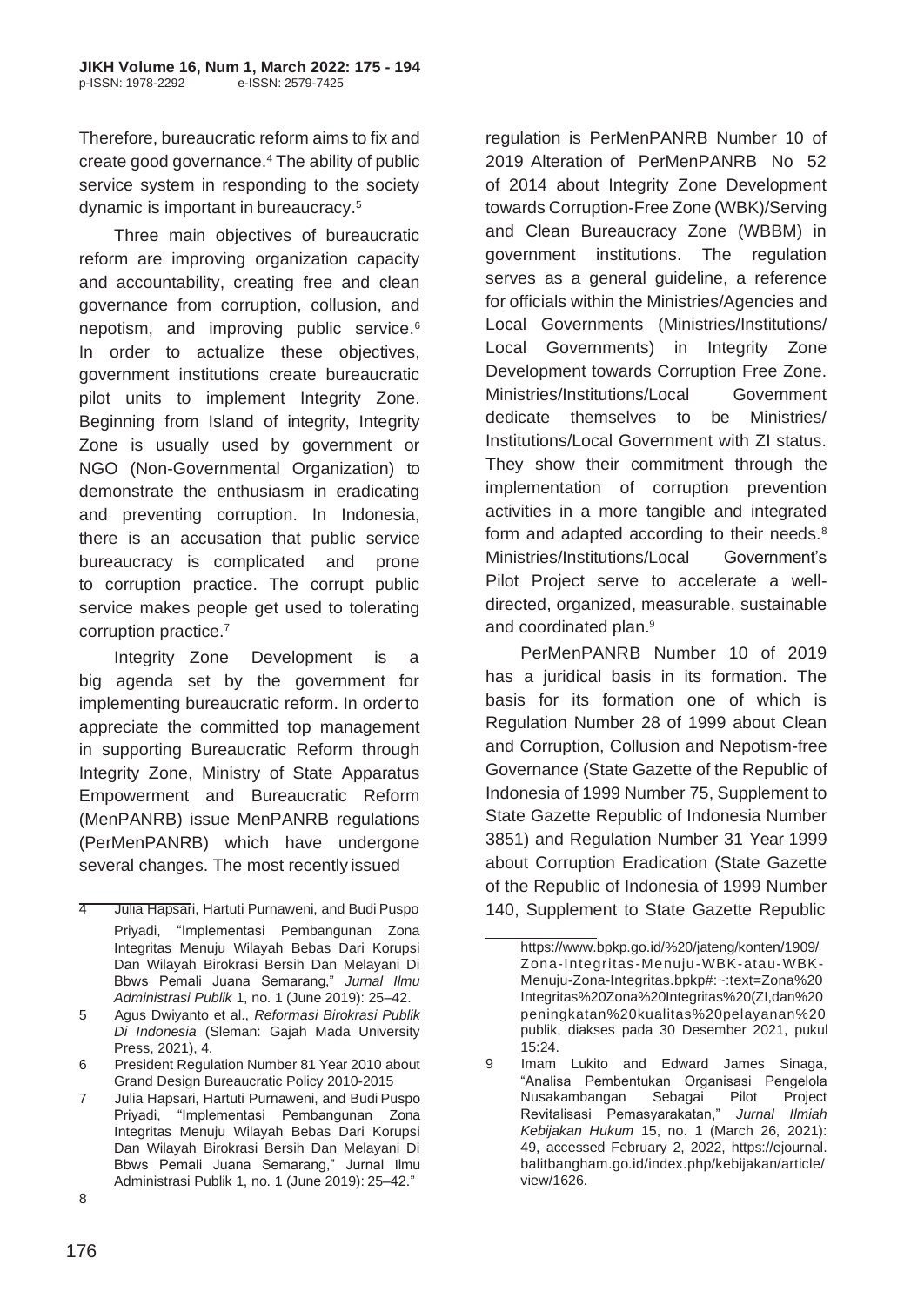Therefore, bureaucratic reform aims to fix and create good governance.[4] The ability of public service system in responding to the society dynamic is important in bureaucracy.[5]

Three main objectives of bureaucratic reform are improving organization capacity and accountability, creating free and clean governance from corruption, collusion, and nepotism, and improving public service.[6] In order to actualize these objectives, government institutions create bureaucratic pilot units to implement Integrity Zone. Beginning from Island of integrity, Integrity Zone is usually used by government or NGO (Non-Governmental Organization) to demonstrate the enthusiasm in eradicating and preventing corruption. In Indonesia, there is an accusation that public service bureaucracy is complicated and prone to corruption practice. The corrupt public service makes people get used to tolerating corruption practice.[7]

Integrity Zone Development is a big agenda set by the government for implementing bureaucratic reform. In order to appreciate the committed top management in supporting Bureaucratic Reform through Integrity Zone, Ministry of State Apparatus Empowerment and Bureaucratic Reform (MenPANRB) issue MenPANRB regulations (PerMenPANRB) which have undergone several changes. The most recently issued regulation is PerMenPANRB Number 10 of 2019 Alteration of PerMenPANRB No 52 of 2014 about Integrity Zone Development towards Corruption-Free Zone (WBK)/Serving and Clean Bureaucracy Zone (WBBM) in government institutions. The regulation serves as a general guideline, a reference for officials within the Ministries/Agencies and Local Governments (Ministries/Institutions/ Local Governments) in Integrity Zone Development towards Corruption Free Zone. Ministries/Institutions/Local Government dedicate themselves to be Ministries/ Institutions/Local Government with ZI status. They show their commitment through the implementation of corruption prevention activities in a more tangible and integrated form and adapted according to their needs.[8] Ministries/Institutions/Local Government's Pilot Project serve to accelerate a well-directed, organized, measurable, sustainable and coordinated plan.[9]

PerMenPANRB Number 10 of 2019 has a juridical basis in its formation. The basis for its formation one of which is Regulation Number 28 of 1999 about Clean and Corruption, Collusion and Nepotism-free Governance (State Gazette of the Republic of Indonesia of 1999 Number 75, Supplement to State Gazette Republic of Indonesia Number 3851) and Regulation Number 31 Year 1999 about Corruption Eradication (State Gazette of the Republic of Indonesia of 1999 Number 140, Supplement to State Gazette Republic

---

4 Julia Hapsari, Hartuti Purnaweni, and Budi Puspo Priyadi, "Implementasi Pembangunan Zona Integritas Menuju Wilayah Bebas Dari Korupsi Dan Wilayah Birokrasi Bersih Dan Melayani Di Bbws Pemali Juana Semarang," *Jurnal Ilmu Administrasi Publik* 1, no. 1 (June 2019): 25–42.

5 Agus Dwiyanto et al., *Reformasi Birokrasi Publik Di Indonesia* (Sleman: Gajah Mada University Press, 2021), 4.

6 President Regulation Number 81 Year 2010 about Grand Design Bureaucratic Policy 2010-2015

7 Julia Hapsari, Hartuti Purnaweni, and Budi Puspo Priyadi, "Implementasi Pembangunan Zona Integritas Menuju Wilayah Bebas Dari Korupsi Dan Wilayah Birokrasi Bersih Dan Melayani Di Bbws Pemali Juana Semarang," Jurnal Ilmu Administrasi Publik 1, no. 1 (June 2019): 25–42."

8 https://www.bpkp.go.id/%20/jateng/konten/1909/Zona-Integritas-Menuju-WBK-atau-WBK-Menuju-Zona-Integritas.bpkp#:~:text=Zona%20Integritas%20Zona%20Integritas%20(ZI,dan%20peningkatan%20kualitas%20pelayanan%20publik, diakses pada 30 Desember 2021, pukul 15:24.

9 Imam Lukito and Edward James Sinaga, "Analisa Pembentukan Organisasi Pengelola Nusakambangan Sebagai Pilot Project Revitalisasi Pemasyarakatan," *Jurnal Ilmiah Kebijakan Hukum* 15, no. 1 (March 26, 2021): 49, accessed February 2, 2022, https://ejournal.balitbangham.go.id/index.php/kebijakan/article/view/1626.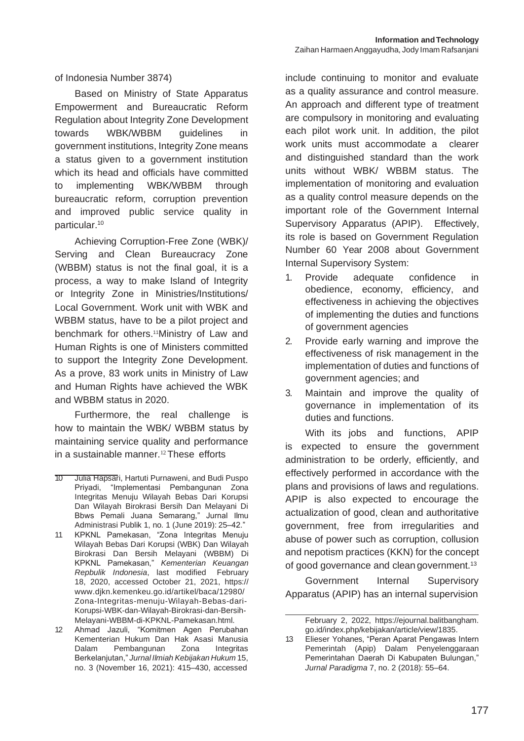of Indonesia Number 3874)

Based on Ministry of State Apparatus Empowerment and Bureaucratic Reform Regulation about Integrity Zone Development towards WBK/WBBM guidelines in government institutions, Integrity Zone means a status given to a government institution which its head and officials have committed to implementing WBK/WBBM through bureaucratic reform, corruption prevention and improved public service quality in particular.[10]

Achieving Corruption-Free Zone (WBK)/ Serving and Clean Bureaucracy Zone (WBBM) status is not the final goal, it is a process, a way to make Island of Integrity or Integrity Zone in Ministries/Institutions/ Local Government. Work unit with WBK and WBBM status, have to be a pilot project and benchmark for others.[11] Ministry of Law and Human Rights is one of Ministers committed to support the Integrity Zone Development. As a prove, 83 work units in Ministry of Law and Human Rights have achieved the WBK and WBBM status in 2020.

Furthermore, the real challenge is how to maintain the WBK/ WBBM status by maintaining service quality and performance in a sustainable manner.[12] These efforts include continuing to monitor and evaluate as a quality assurance and control measure. An approach and different type of treatment are compulsory in monitoring and evaluating each pilot work unit. In addition, the pilot work units must accommodate a clearer and distinguished standard than the work units without WBK/ WBBM status. The implementation of monitoring and evaluation as a quality control measure depends on the important role of the Government Internal Supervisory Apparatus (APIP). Effectively, its role is based on Government Regulation Number 60 Year 2008 about Government Internal Supervisory System:

1. Provide adequate confidence in obedience, economy, efficiency, and effectiveness in achieving the objectives of implementing the duties and functions of government agencies
2. Provide early warning and improve the effectiveness of risk management in the implementation of duties and functions of government agencies; and
3. Maintain and improve the quality of governance in implementation of its duties and functions.

With its jobs and functions, APIP is expected to ensure the government administration to be orderly, efficiently, and effectively performed in accordance with the plans and provisions of laws and regulations. APIP is also expected to encourage the actualization of good, clean and authoritative government, free from irregularities and abuse of power such as corruption, collusion and nepotism practices (KKN) for the concept of good governance and clean government.[13]

Government Internal Supervisory Apparatus (APIP) has an internal supervision

---

10 Julia Hapsari, Hartuti Purnaweni, and Budi Puspo Priyadi, "Implementasi Pembangunan Zona Integritas Menuju Wilayah Bebas Dari Korupsi Dan Wilayah Birokrasi Bersih Dan Melayani Di Bbws Pemali Juana Semarang," Jurnal Ilmu Administrasi Publik 1, no. 1 (June 2019): 25–42."

11 KPKNL Pamekasan, "Zona Integritas Menuju Wilayah Bebas Dari Korupsi (WBK) Dan Wilayah Birokrasi Dan Bersih Melayani (WBBM) Di KPKNL Pamekasan," *Kementerian Keuangan Repbulik Indonesia*, last modified February 18, 2020, accessed October 21, 2021, https://www.djkn.kemenkeu.go.id/artikel/baca/12980/Zona-Integritas-menuju-Wilayah-Bebas-dari-Korupsi-WBK-dan-Wilayah-Birokrasi-dan-Bersih-Melayani-WBBM-di-KPKNL-Pamekasan.html.

12 Ahmad Jazuli, "Komitmen Agen Perubahan Kementerian Hukum Dan Hak Asasi Manusia Dalam Pembangunan Zona Integritas Berkelanjutan," *Jurnal Ilmiah Kebijakan Hukum* 15, no. 3 (November 16, 2021): 415–430, accessed February 2, 2022, https://ejournal.balitbangham.go.id/index.php/kebijakan/article/view/1835.

13 Elieser Yohanes, "Peran Aparat Pengawas Intern Pemerintah (Apip) Dalam Penyelenggaraan Pemerintahan Daerah Di Kabupaten Bulungan," *Jurnal Paradigma* 7, no. 2 (2018): 55–64.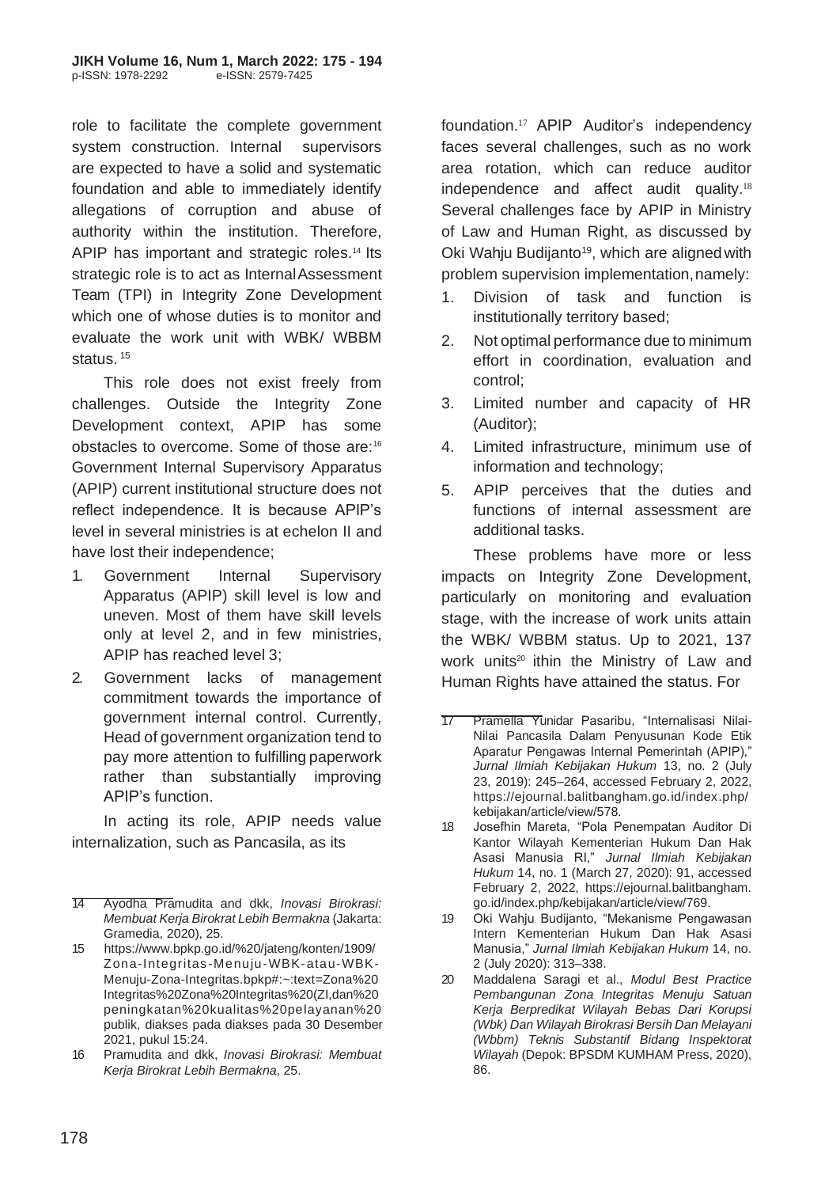role to facilitate the complete government system construction. Internal supervisors are expected to have a solid and systematic foundation and able to immediately identify allegations of corruption and abuse of authority within the institution. Therefore, APIP has important and strategic roles.[14] Its strategic role is to act as Internal Assessment Team (TPI) in Integrity Zone Development which one of whose duties is to monitor and evaluate the work unit with WBK/ WBBM status.[15]

This role does not exist freely from challenges. Outside the Integrity Zone Development context, APIP has some obstacles to overcome. Some of those are:[16] Government Internal Supervisory Apparatus (APIP) current institutional structure does not reflect independence. It is because APIP's level in several ministries is at echelon II and have lost their independence;

1. Government Internal Supervisory Apparatus (APIP) skill level is low and uneven. Most of them have skill levels only at level 2, and in few ministries, APIP has reached level 3;
2. Government lacks of management commitment towards the importance of government internal control. Currently, Head of government organization tend to pay more attention to fulfilling paperwork rather than substantially improving APIP's function.

In acting its role, APIP needs value internalization, such as Pancasila, as its foundation.[17] APIP Auditor's independency faces several challenges, such as no work area rotation, which can reduce auditor independence and affect audit quality.[18] Several challenges face by APIP in Ministry of Law and Human Right, as discussed by Oki Wahju Budijanto[19], which are aligned with problem supervision implementation, namely:

1. Division of task and function is institutionally territory based;
2. Not optimal performance due to minimum effort in coordination, evaluation and control;
3. Limited number and capacity of HR (Auditor);
4. Limited infrastructure, minimum use of information and technology;
5. APIP perceives that the duties and functions of internal assessment are additional tasks.

These problems have more or less impacts on Integrity Zone Development, particularly on monitoring and evaluation stage, with the increase of work units attain the WBK/ WBBM status. Up to 2021, 137 work units[20] ithin the Ministry of Law and Human Rights have attained the status. For

---

14 Ayodha Pramudita and dkk, *Inovasi Birokrasi: Membuat Kerja Birokrat Lebih Bermakna* (Jakarta: Gramedia, 2020), 25.

15 https://www.bpkp.go.id/%20/jateng/konten/1909/Zona-Integritas-Menuju-WBK-atau-WBK-Menuju-Zona-Integritas.bpkp#:~:text=Zona%20Integritas%20Zona%20Integritas%20(ZI,dan%20peningkatan%20kualitas%20pelayanan%20publik, diakses pada diakses pada 30 Desember 2021, pukul 15:24.

16 Pramudita and dkk, *Inovasi Birokrasi: Membuat Kerja Birokrat Lebih Bermakna*, 25.

17 Pramella Yunidar Pasaribu, "Internalisasi Nilai-Nilai Pancasila Dalam Penyusunan Kode Etik Aparatur Pengawas Internal Pemerintah (APIP)," *Jurnal Ilmiah Kebijakan Hukum* 13, no. 2 (July 23, 2019): 245–264, accessed February 2, 2022, https://ejournal.balitbangham.go.id/index.php/kebijakan/article/view/578.

18 Josefhin Mareta, "Pola Penempatan Auditor Di Kantor Wilayah Kementerian Hukum Dan Hak Asasi Manusia RI," *Jurnal Ilmiah Kebijakan Hukum* 14, no. 1 (March 27, 2020): 91, accessed February 2, 2022, https://ejournal.balitbangham.go.id/index.php/kebijakan/article/view/769.

19 Oki Wahju Budijanto, "Mekanisme Pengawasan Intern Kementerian Hukum Dan Hak Asasi Manusia," *Jurnal Ilmiah Kebijakan Hukum* 14, no. 2 (July 2020): 313–338.

20 Maddalena Saragi et al., *Modul Best Practice Pembangunan Zona Integritas Menuju Satuan Kerja Berpredikat Wilayah Bebas Dari Korupsi (Wbk) Dan Wilayah Birokrasi Bersih Dan Melayani (Wbbm) Teknis Substantif Bidang Inspektorat Wilayah* (Depok: BPSDM KUMHAM Press, 2020), 86.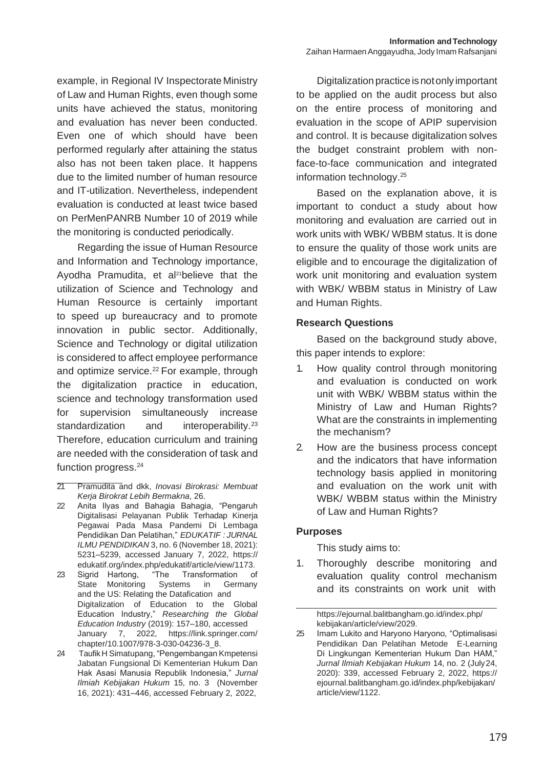example, in Regional IV Inspectorate Ministry of Law and Human Rights, even though some units have achieved the status, monitoring and evaluation has never been conducted. Even one of which should have been performed regularly after attaining the status also has not been taken place. It happens due to the limited number of human resource and IT-utilization. Nevertheless, independent evaluation is conducted at least twice based on PerMenPANRB Number 10 of 2019 while the monitoring is conducted periodically.

Regarding the issue of Human Resource and Information and Technology importance, Ayodha Pramudita, et al[21] believe that the utilization of Science and Technology and Human Resource is certainly important to speed up bureaucracy and to promote innovation in public sector. Additionally, Science and Technology or digital utilization is considered to affect employee performance and optimize service.[22] For example, through the digitalization practice in education, science and technology transformation used for supervision simultaneously increase standardization and interoperability.[23] Therefore, education curriculum and training are needed with the consideration of task and function progress.[24]

Digitalization practice is not only important to be applied on the audit process but also on the entire process of monitoring and evaluation in the scope of APIP supervision and control. It is because digitalization solves the budget constraint problem with non-face-to-face communication and integrated information technology.[25]

Based on the explanation above, it is important to conduct a study about how monitoring and evaluation are carried out in work units with WBK/ WBBM status. It is done to ensure the quality of those work units are eligible and to encourage the digitalization of work unit monitoring and evaluation system with WBK/ WBBM status in Ministry of Law and Human Rights.

**Research Questions**

Based on the background study above, this paper intends to explore:

1. How quality control through monitoring and evaluation is conducted on work unit with WBK/ WBBM status within the Ministry of Law and Human Rights? What are the constraints in implementing the mechanism?
2. How are the business process concept and the indicators that have information technology basis applied in monitoring and evaluation on the work unit with WBK/ WBBM status within the Ministry of Law and Human Rights?

**Purposes**

This study aims to:

1. Thoroughly describe monitoring and evaluation quality control mechanism and its constraints on work unit with

---

21 Pramudita and dkk, *Inovasi Birokrasi: Membuat Kerja Birokrat Lebih Bermakna*, 26.

22 Anita Ilyas and Bahagia Bahagia, "Pengaruh Digitalisasi Pelayanan Publik Terhadap Kinerja Pegawai Pada Masa Pandemi Di Lembaga Pendidikan Dan Pelatihan," *EDUKATIF : JURNAL ILMU PENDIDIKAN* 3, no. 6 (November 18, 2021): 5231–5239, accessed January 7, 2022, https://edukatif.org/index.php/edukatif/article/view/1173.

23 Sigrid Hartong, "The Transformation of State Monitoring Systems in Germany and the US: Relating the Datafication and Digitalization of Education to the Global Education Industry," *Researching the Global Education Industry* (2019): 157–180, accessed January 7, 2022, https://link.springer.com/chapter/10.1007/978-3-030-04236-3_8.

24 Taufik H Simatupang, "Pengembangan Kmpetensi Jabatan Fungsional Di Kementerian Hukum Dan Hak Asasi Manusia Republik Indonesia," *Jurnal Ilmiah Kebijakan Hukum* 15, no. 3 (November 16, 2021): 431–446, accessed February 2, 2022, https://ejournal.balitbangham.go.id/index.php/kebijakan/article/view/2029.

25 Imam Lukito and Haryono Haryono, "Optimalisasi Pendidikan Dan Pelatihan Metode E-Learning Di Lingkungan Kementerian Hukum Dan HAM," *Jurnal Ilmiah Kebijakan Hukum* 14, no. 2 (July 24, 2020): 339, accessed February 2, 2022, https://ejournal.balitbangham.go.id/index.php/kebijakan/article/view/1122.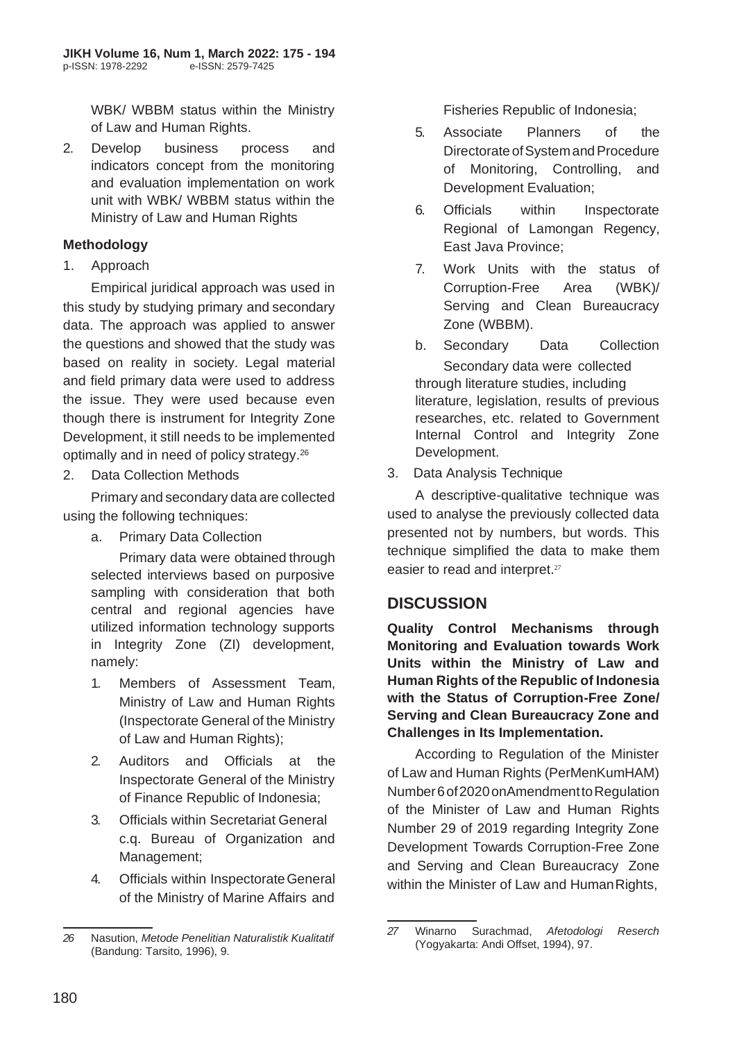WBK/ WBBM status within the Ministry of Law and Human Rights.

2. Develop business process and indicators concept from the monitoring and evaluation implementation on work unit with WBK/ WBBM status within the Ministry of Law and Human Rights

**Methodology**

1. Approach

Empirical juridical approach was used in this study by studying primary and secondary data. The approach was applied to answer the questions and showed that the study was based on reality in society. Legal material and field primary data were used to address the issue. They were used because even though there is instrument for Integrity Zone Development, it still needs to be implemented optimally and in need of policy strategy.[26]

2. Data Collection Methods

Primary and secondary data are collected using the following techniques:

a. Primary Data Collection

Primary data were obtained through selected interviews based on purposive sampling with consideration that both central and regional agencies have utilized information technology supports in Integrity Zone (ZI) development, namely:

1. Members of Assessment Team, Ministry of Law and Human Rights (Inspectorate General of the Ministry of Law and Human Rights);
2. Auditors and Officials at the Inspectorate General of the Ministry of Finance Republic of Indonesia;
3. Officials within Secretariat General c.q. Bureau of Organization and Management;
4. Officials within Inspectorate General of the Ministry of Marine Affairs and Fisheries Republic of Indonesia;
5. Associate Planners of the Directorate of System and Procedure of Monitoring, Controlling, and Development Evaluation;
6. Officials within Inspectorate Regional of Lamongan Regency, East Java Province;
7. Work Units with the status of Corruption-Free Area (WBK)/ Serving and Clean Bureaucracy Zone (WBBM).

b. Secondary Data Collection

Secondary data were collected through literature studies, including literature, legislation, results of previous researches, etc. related to Government Internal Control and Integrity Zone Development.

3. Data Analysis Technique

A descriptive-qualitative technique was used to analyse the previously collected data presented not by numbers, but words. This technique simplified the data to make them easier to read and interpret.[27]

## DISCUSSION

**Quality Control Mechanisms through Monitoring and Evaluation towards Work Units within the Ministry of Law and Human Rights of the Republic of Indonesia with the Status of Corruption-Free Zone/ Serving and Clean Bureaucracy Zone and Challenges in Its Implementation.**

According to Regulation of the Minister of Law and Human Rights (PerMenKumHAM) Number 6 of 2020 on Amendment to Regulation of the Minister of Law and Human Rights Number 29 of 2019 regarding Integrity Zone Development Towards Corruption-Free Zone and Serving and Clean Bureaucracy Zone within the Minister of Law and Human Rights,

---

26 Nasution, *Metode Penelitian Naturalistik Kualitatif* (Bandung: Tarsito, 1996), 9.

27 Winarno Surachmad, *Afetodologi Reserch* (Yogyakarta: Andi Offset, 1994), 97.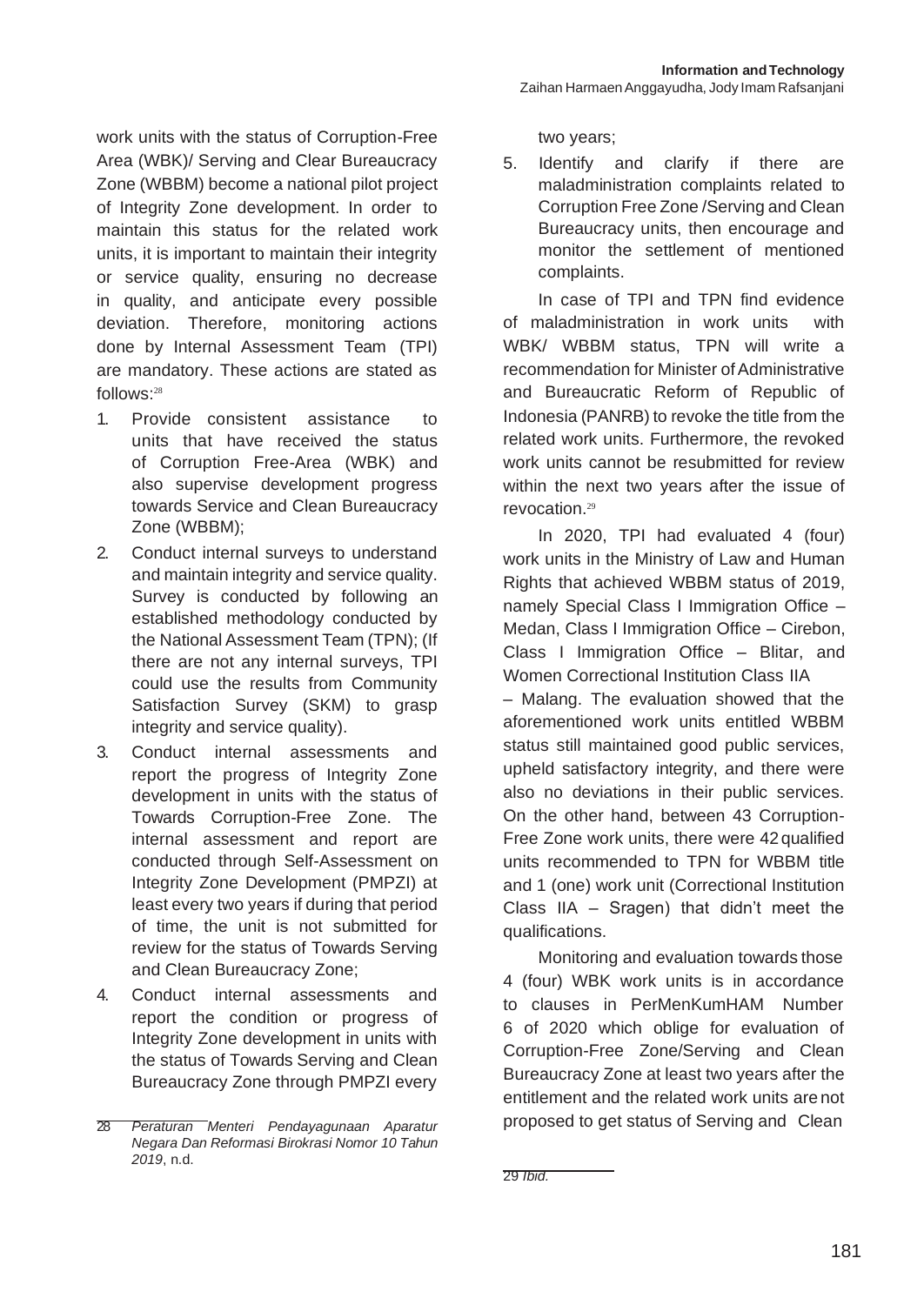work units with the status of Corruption-Free Area (WBK)/ Serving and Clear Bureaucracy Zone (WBBM) become a national pilot project of Integrity Zone development. In order to maintain this status for the related work units, it is important to maintain their integrity or service quality, ensuring no decrease in quality, and anticipate every possible deviation. Therefore, monitoring actions done by Internal Assessment Team (TPI) are mandatory. These actions are stated as follows:[28]

1. Provide consistent assistance to units that have received the status of Corruption Free-Area (WBK) and also supervise development progress towards Service and Clean Bureaucracy Zone (WBBM);
2. Conduct internal surveys to understand and maintain integrity and service quality. Survey is conducted by following an established methodology conducted by the National Assessment Team (TPN); (If there are not any internal surveys, TPI could use the results from Community Satisfaction Survey (SKM) to grasp integrity and service quality).
3. Conduct internal assessments and report the progress of Integrity Zone development in units with the status of Towards Corruption-Free Zone. The internal assessment and report are conducted through Self-Assessment on Integrity Zone Development (PMPZI) at least every two years if during that period of time, the unit is not submitted for review for the status of Towards Serving and Clean Bureaucracy Zone;
4. Conduct internal assessments and report the condition or progress of Integrity Zone development in units with the status of Towards Serving and Clean Bureaucracy Zone through PMPZI every two years;
5. Identify and clarify if there are maladministration complaints related to Corruption Free Zone /Serving and Clean Bureaucracy units, then encourage and monitor the settlement of mentioned complaints.

In case of TPI and TPN find evidence of maladministration in work units with WBK/ WBBM status, TPN will write a recommendation for Minister of Administrative and Bureaucratic Reform of Republic of Indonesia (PANRB) to revoke the title from the related work units. Furthermore, the revoked work units cannot be resubmitted for review within the next two years after the issue of revocation.[29]

In 2020, TPI had evaluated 4 (four) work units in the Ministry of Law and Human Rights that achieved WBBM status of 2019, namely Special Class I Immigration Office – Medan, Class I Immigration Office – Cirebon, Class I Immigration Office – Blitar, and Women Correctional Institution Class IIA – Malang. The evaluation showed that the aforementioned work units entitled WBBM status still maintained good public services, upheld satisfactory integrity, and there were also no deviations in their public services. On the other hand, between 43 Corruption-Free Zone work units, there were 42 qualified units recommended to TPN for WBBM title and 1 (one) work unit (Correctional Institution Class IIA – Sragen) that didn't meet the qualifications.

Monitoring and evaluation towards those 4 (four) WBK work units is in accordance to clauses in PerMenKumHAM Number 6 of 2020 which oblige for evaluation of Corruption-Free Zone/Serving and Clean Bureaucracy Zone at least two years after the entitlement and the related work units are not proposed to get status of Serving and Clean

---

28 *Peraturan Menteri Pendayagunaan Aparatur Negara Dan Reformasi Birokrasi Nomor 10 Tahun 2019*, n.d.

29 *Ibid.*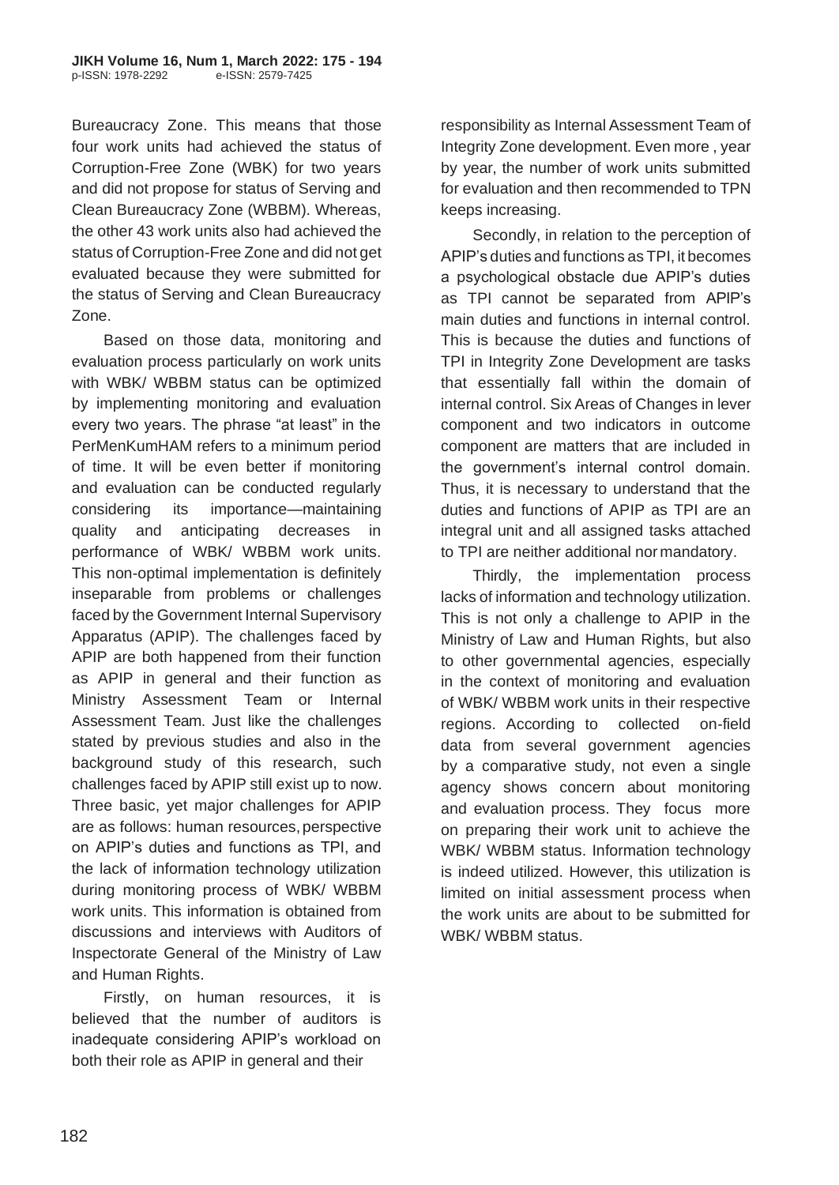Bureaucracy Zone. This means that those four work units had achieved the status of Corruption-Free Zone (WBK) for two years and did not propose for status of Serving and Clean Bureaucracy Zone (WBBM). Whereas, the other 43 work units also had achieved the status of Corruption-Free Zone and did not get evaluated because they were submitted for the status of Serving and Clean Bureaucracy Zone.

Based on those data, monitoring and evaluation process particularly on work units with WBK/ WBBM status can be optimized by implementing monitoring and evaluation every two years. The phrase "at least" in the PerMenKumHAM refers to a minimum period of time. It will be even better if monitoring and evaluation can be conducted regularly considering its importance—maintaining quality and anticipating decreases in performance of WBK/ WBBM work units. This non-optimal implementation is definitely inseparable from problems or challenges faced by the Government Internal Supervisory Apparatus (APIP). The challenges faced by APIP are both happened from their function as APIP in general and their function as Ministry Assessment Team or Internal Assessment Team. Just like the challenges stated by previous studies and also in the background study of this research, such challenges faced by APIP still exist up to now. Three basic, yet major challenges for APIP are as follows: human resources, perspective on APIP's duties and functions as TPI, and the lack of information technology utilization during monitoring process of WBK/ WBBM work units. This information is obtained from discussions and interviews with Auditors of Inspectorate General of the Ministry of Law and Human Rights.

Firstly, on human resources, it is believed that the number of auditors is inadequate considering APIP's workload on both their role as APIP in general and their responsibility as Internal Assessment Team of Integrity Zone development. Even more , year by year, the number of work units submitted for evaluation and then recommended to TPN keeps increasing.

Secondly, in relation to the perception of APIP's duties and functions as TPI, it becomes a psychological obstacle due APIP's duties as TPI cannot be separated from APIP's main duties and functions in internal control. This is because the duties and functions of TPI in Integrity Zone Development are tasks that essentially fall within the domain of internal control. Six Areas of Changes in lever component and two indicators in outcome component are matters that are included in the government's internal control domain. Thus, it is necessary to understand that the duties and functions of APIP as TPI are an integral unit and all assigned tasks attached to TPI are neither additional nor mandatory.

Thirdly, the implementation process lacks of information and technology utilization. This is not only a challenge to APIP in the Ministry of Law and Human Rights, but also to other governmental agencies, especially in the context of monitoring and evaluation of WBK/ WBBM work units in their respective regions. According to collected on-field data from several government agencies by a comparative study, not even a single agency shows concern about monitoring and evaluation process. They focus more on preparing their work unit to achieve the WBK/ WBBM status. Information technology is indeed utilized. However, this utilization is limited on initial assessment process when the work units are about to be submitted for WBK/ WBBM status.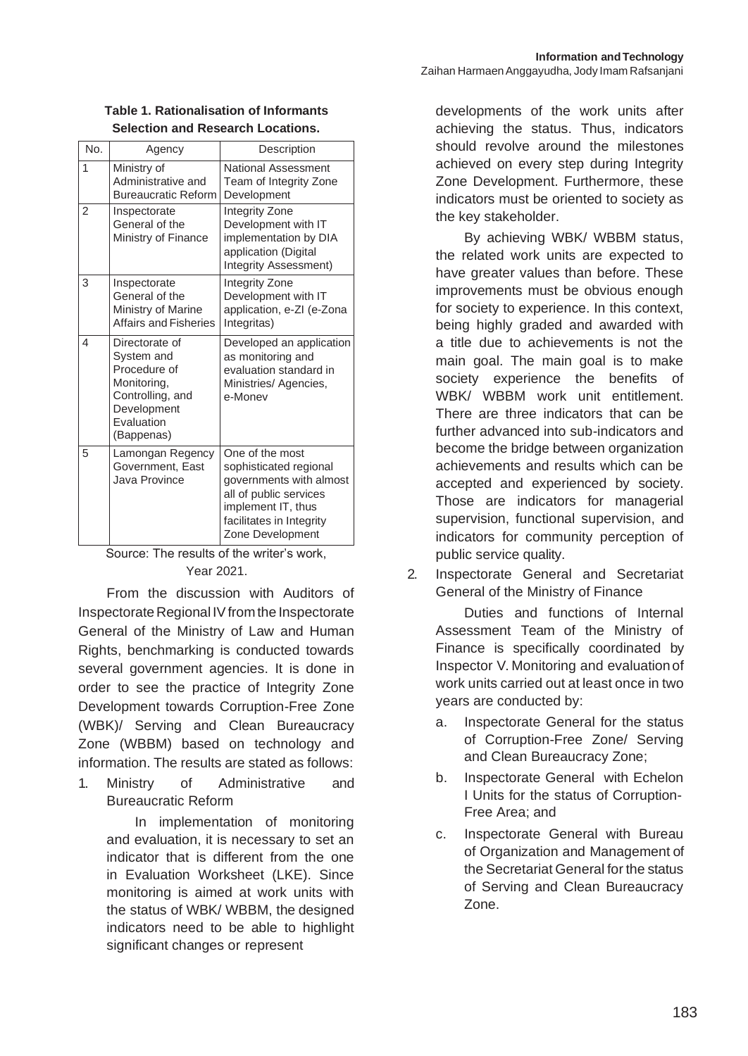**Table 1. Rationalisation of Informants Selection and Research Locations.**

| No. | Agency | Description |
|---|---|---|
| 1 | Ministry of Administrative and Bureaucratic Reform | National Assessment Team of Integrity Zone Development |
| 2 | Inspectorate General of the Ministry of Finance | Integrity Zone Development with IT implementation by DIA application (Digital Integrity Assessment) |
| 3 | Inspectorate General of the Ministry of Marine Affairs and Fisheries | Integrity Zone Development with IT application, e-ZI (e-Zona Integritas) |
| 4 | Directorate of System and Procedure of Monitoring, Controlling, and Development Evaluation (Bappenas) | Developed an application as monitoring and evaluation standard in Ministries/ Agencies, e-Monev |
| 5 | Lamongan Regency Government, East Java Province | One of the most sophisticated regional governments with almost all of public services implement IT, thus facilitates in Integrity Zone Development |

Source: The results of the writer's work, Year 2021.

From the discussion with Auditors of Inspectorate Regional IV from the Inspectorate General of the Ministry of Law and Human Rights, benchmarking is conducted towards several government agencies. It is done in order to see the practice of Integrity Zone Development towards Corruption-Free Zone (WBK)/ Serving and Clean Bureaucracy Zone (WBBM) based on technology and information. The results are stated as follows:

1. Ministry of Administrative and Bureaucratic Reform

   In implementation of monitoring and evaluation, it is necessary to set an indicator that is different from the one in Evaluation Worksheet (LKE). Since monitoring is aimed at work units with the status of WBK/ WBBM, the designed indicators need to be able to highlight significant changes or represent developments of the work units after achieving the status. Thus, indicators should revolve around the milestones achieved on every step during Integrity Zone Development. Furthermore, these indicators must be oriented to society as the key stakeholder.

   By achieving WBK/ WBBM status, the related work units are expected to have greater values than before. These improvements must be obvious enough for society to experience. In this context, being highly graded and awarded with a title due to achievements is not the main goal. The main goal is to make society experience the benefits of WBK/ WBBM work unit entitlement. There are three indicators that can be further advanced into sub-indicators and become the bridge between organization achievements and results which can be accepted and experienced by society. Those are indicators for managerial supervision, functional supervision, and indicators for community perception of public service quality.

2. Inspectorate General and Secretariat General of the Ministry of Finance

   Duties and functions of Internal Assessment Team of the Ministry of Finance is specifically coordinated by Inspector V. Monitoring and evaluation of work units carried out at least once in two years are conducted by:

   a. Inspectorate General for the status of Corruption-Free Zone/ Serving and Clean Bureaucracy Zone;

   b. Inspectorate General with Echelon I Units for the status of Corruption-Free Area; and

   c. Inspectorate General with Bureau of Organization and Management of the Secretariat General for the status of Serving and Clean Bureaucracy Zone.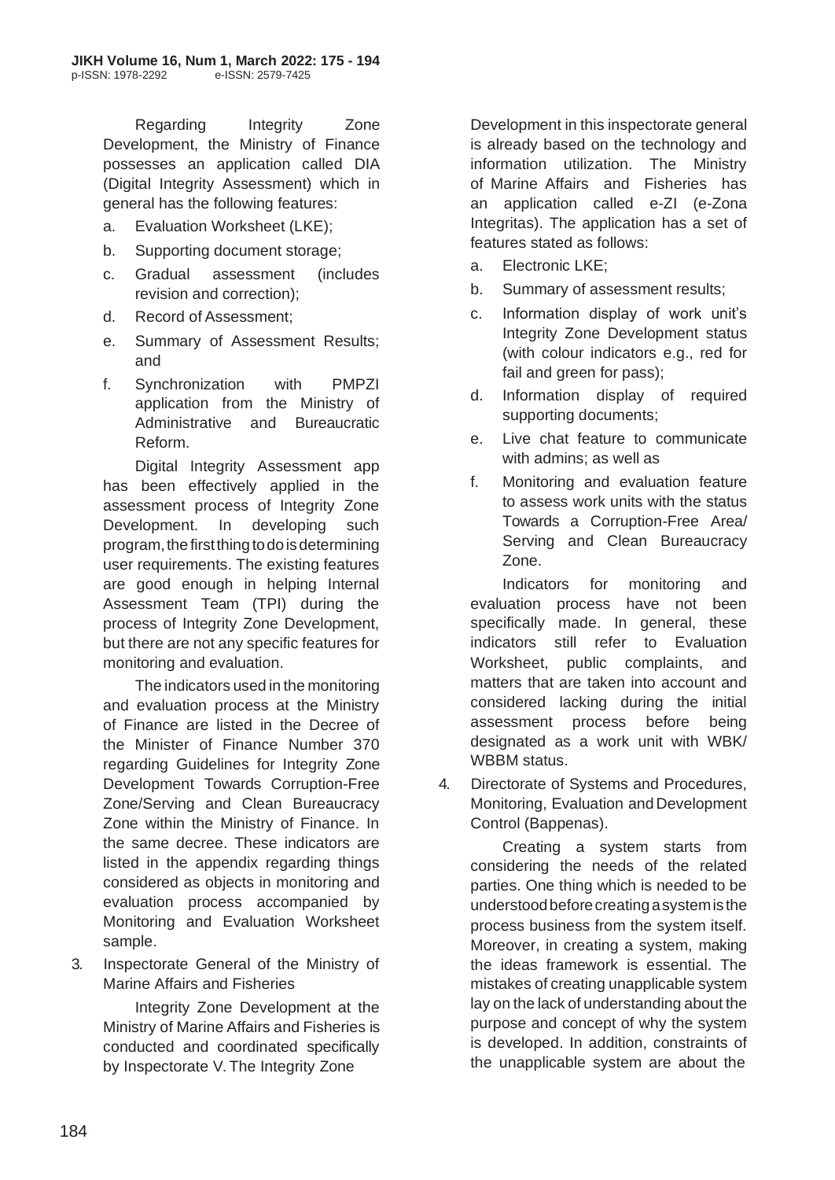Regarding Integrity Zone Development, the Ministry of Finance possesses an application called DIA (Digital Integrity Assessment) which in general has the following features:

a. Evaluation Worksheet (LKE);
b. Supporting document storage;
c. Gradual assessment (includes revision and correction);
d. Record of Assessment;
e. Summary of Assessment Results; and
f. Synchronization with PMPZI application from the Ministry of Administrative and Bureaucratic Reform.

Digital Integrity Assessment app has been effectively applied in the assessment process of Integrity Zone Development. In developing such program, the first thing to do is determining user requirements. The existing features are good enough in helping Internal Assessment Team (TPI) during the process of Integrity Zone Development, but there are not any specific features for monitoring and evaluation.

The indicators used in the monitoring and evaluation process at the Ministry of Finance are listed in the Decree of the Minister of Finance Number 370 regarding Guidelines for Integrity Zone Development Towards Corruption-Free Zone/Serving and Clean Bureaucracy Zone within the Ministry of Finance. In the same decree. These indicators are listed in the appendix regarding things considered as objects in monitoring and evaluation process accompanied by Monitoring and Evaluation Worksheet sample.

3. Inspectorate General of the Ministry of Marine Affairs and Fisheries

Integrity Zone Development at the Ministry of Marine Affairs and Fisheries is conducted and coordinated specifically by Inspectorate V. The Integrity Zone Development in this inspectorate general is already based on the technology and information utilization. The Ministry of Marine Affairs and Fisheries has an application called e-ZI (e-Zona Integritas). The application has a set of features stated as follows:

a. Electronic LKE;
b. Summary of assessment results;
c. Information display of work unit's Integrity Zone Development status (with colour indicators e.g., red for fail and green for pass);
d. Information display of required supporting documents;
e. Live chat feature to communicate with admins; as well as
f. Monitoring and evaluation feature to assess work units with the status Towards a Corruption-Free Area/ Serving and Clean Bureaucracy Zone.

Indicators for monitoring and evaluation process have not been specifically made. In general, these indicators still refer to Evaluation Worksheet, public complaints, and matters that are taken into account and considered lacking during the initial assessment process before being designated as a work unit with WBK/ WBBM status.

4. Directorate of Systems and Procedures, Monitoring, Evaluation and Development Control (Bappenas).

Creating a system starts from considering the needs of the related parties. One thing which is needed to be understood before creating a system is the process business from the system itself. Moreover, in creating a system, making the ideas framework is essential. The mistakes of creating unapplicable system lay on the lack of understanding about the purpose and concept of why the system is developed. In addition, constraints of the unapplicable system are about the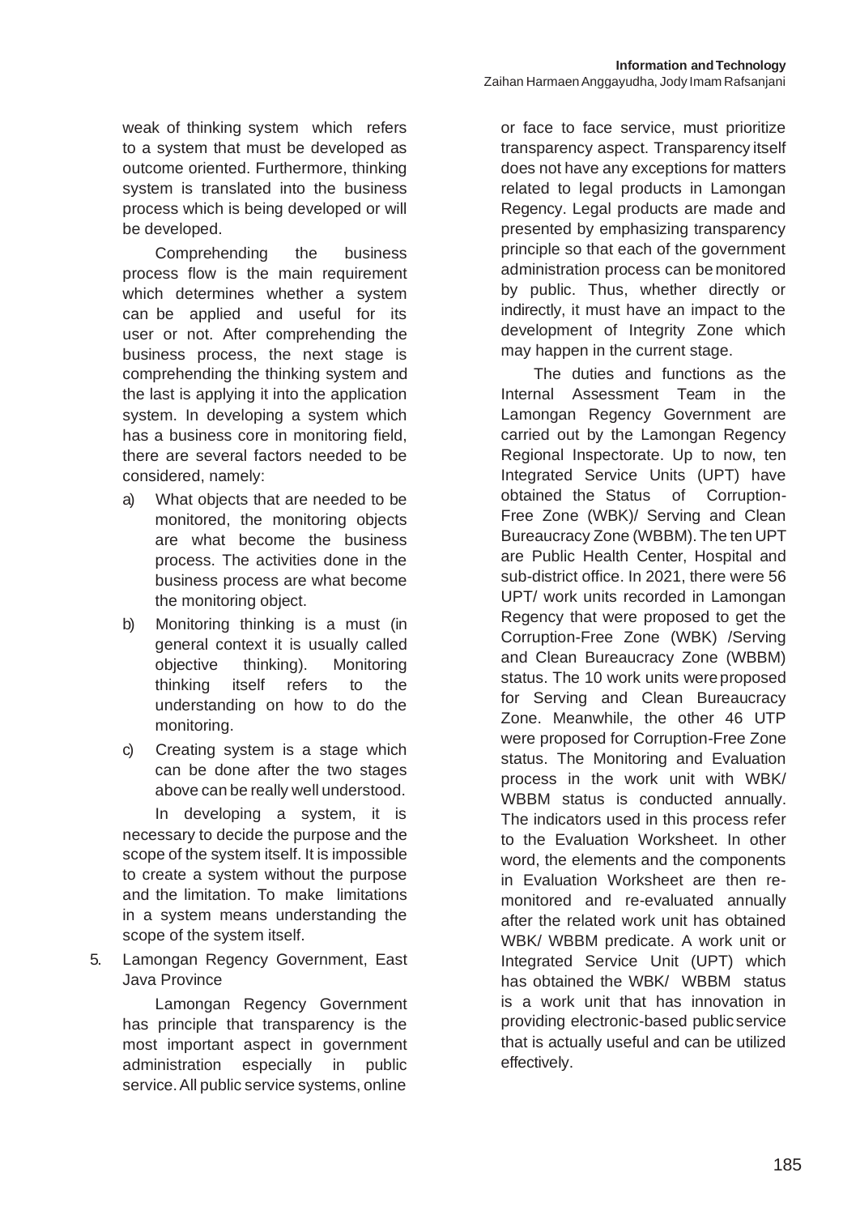weak of thinking system which refers to a system that must be developed as outcome oriented. Furthermore, thinking system is translated into the business process which is being developed or will be developed.

Comprehending the business process flow is the main requirement which determines whether a system can be applied and useful for its user or not. After comprehending the business process, the next stage is comprehending the thinking system and the last is applying it into the application system. In developing a system which has a business core in monitoring field, there are several factors needed to be considered, namely:

a) What objects that are needed to be monitored, the monitoring objects are what become the business process. The activities done in the business process are what become the monitoring object.
b) Monitoring thinking is a must (in general context it is usually called objective thinking). Monitoring thinking itself refers to the understanding on how to do the monitoring.
c) Creating system is a stage which can be done after the two stages above can be really well understood.

In developing a system, it is necessary to decide the purpose and the scope of the system itself. It is impossible to create a system without the purpose and the limitation. To make limitations in a system means understanding the scope of the system itself.

5. Lamongan Regency Government, East Java Province

Lamongan Regency Government has principle that transparency is the most important aspect in government administration especially in public service. All public service systems, online or face to face service, must prioritize transparency aspect. Transparency itself does not have any exceptions for matters related to legal products in Lamongan Regency. Legal products are made and presented by emphasizing transparency principle so that each of the government administration process can be monitored by public. Thus, whether directly or indirectly, it must have an impact to the development of Integrity Zone which may happen in the current stage.

The duties and functions as the Internal Assessment Team in the Lamongan Regency Government are carried out by the Lamongan Regency Regional Inspectorate. Up to now, ten Integrated Service Units (UPT) have obtained the Status of Corruption-Free Zone (WBK)/ Serving and Clean Bureaucracy Zone (WBBM). The ten UPT are Public Health Center, Hospital and sub-district office. In 2021, there were 56 UPT/ work units recorded in Lamongan Regency that were proposed to get the Corruption-Free Zone (WBK) /Serving and Clean Bureaucracy Zone (WBBM) status. The 10 work units were proposed for Serving and Clean Bureaucracy Zone. Meanwhile, the other 46 UTP were proposed for Corruption-Free Zone status. The Monitoring and Evaluation process in the work unit with WBK/ WBBM status is conducted annually. The indicators used in this process refer to the Evaluation Worksheet. In other word, the elements and the components in Evaluation Worksheet are then re-monitored and re-evaluated annually after the related work unit has obtained WBK/ WBBM predicate. A work unit or Integrated Service Unit (UPT) which has obtained the WBK/ WBBM status is a work unit that has innovation in providing electronic-based public service that is actually useful and can be utilized effectively.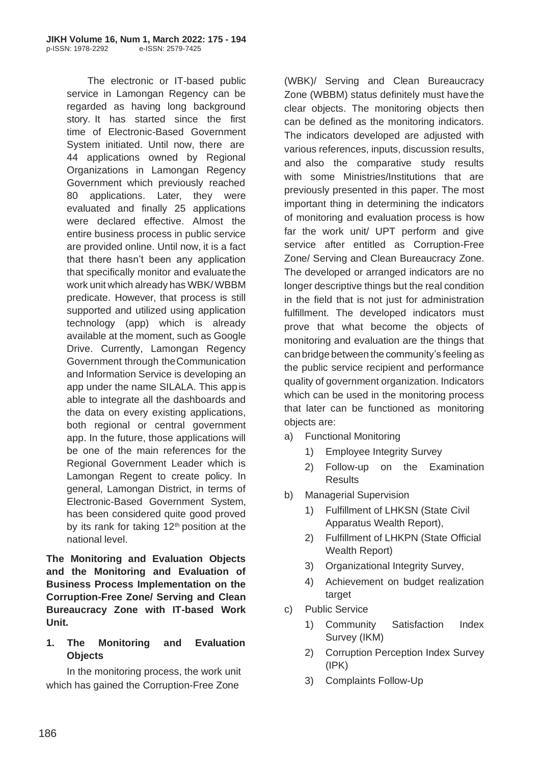The electronic or IT-based public service in Lamongan Regency can be regarded as having long background story. It has started since the first time of Electronic-Based Government System initiated. Until now, there are 44 applications owned by Regional Organizations in Lamongan Regency Government which previously reached 80 applications. Later, they were evaluated and finally 25 applications were declared effective. Almost the entire business process in public service are provided online. Until now, it is a fact that there hasn't been any application that specifically monitor and evaluate the work unit which already has WBK/ WBBM predicate. However, that process is still supported and utilized using application technology (app) which is already available at the moment, such as Google Drive. Currently, Lamongan Regency Government through the Communication and Information Service is developing an app under the name SILALA. This app is able to integrate all the dashboards and the data on every existing applications, both regional or central government app. In the future, those applications will be one of the main references for the Regional Government Leader which is Lamongan Regent to create policy. In general, Lamongan District, in terms of Electronic-Based Government System, has been considered quite good proved by its rank for taking 12th position at the national level.

**The Monitoring and Evaluation Objects and the Monitoring and Evaluation of Business Process Implementation on the Corruption-Free Zone/ Serving and Clean Bureaucracy Zone with IT-based Work Unit.**

**1. The Monitoring and Evaluation Objects**

In the monitoring process, the work unit which has gained the Corruption-Free Zone (WBK)/ Serving and Clean Bureaucracy Zone (WBBM) status definitely must have the clear objects. The monitoring objects then can be defined as the monitoring indicators. The indicators developed are adjusted with various references, inputs, discussion results, and also the comparative study results with some Ministries/Institutions that are previously presented in this paper. The most important thing in determining the indicators of monitoring and evaluation process is how far the work unit/ UPT perform and give service after entitled as Corruption-Free Zone/ Serving and Clean Bureaucracy Zone. The developed or arranged indicators are no longer descriptive things but the real condition in the field that is not just for administration fulfillment. The developed indicators must prove that what become the objects of monitoring and evaluation are the things that can bridge between the community's feeling as the public service recipient and performance quality of government organization. Indicators which can be used in the monitoring process that later can be functioned as monitoring objects are:

a) Functional Monitoring
   1) Employee Integrity Survey
   2) Follow-up on the Examination Results
b) Managerial Supervision
   1) Fulfillment of LHKSN (State Civil Apparatus Wealth Report),
   2) Fulfillment of LHKPN (State Official Wealth Report)
   3) Organizational Integrity Survey,
   4) Achievement on budget realization target
c) Public Service
   1) Community Satisfaction Index Survey (IKM)
   2) Corruption Perception Index Survey (IPK)
   3) Complaints Follow-Up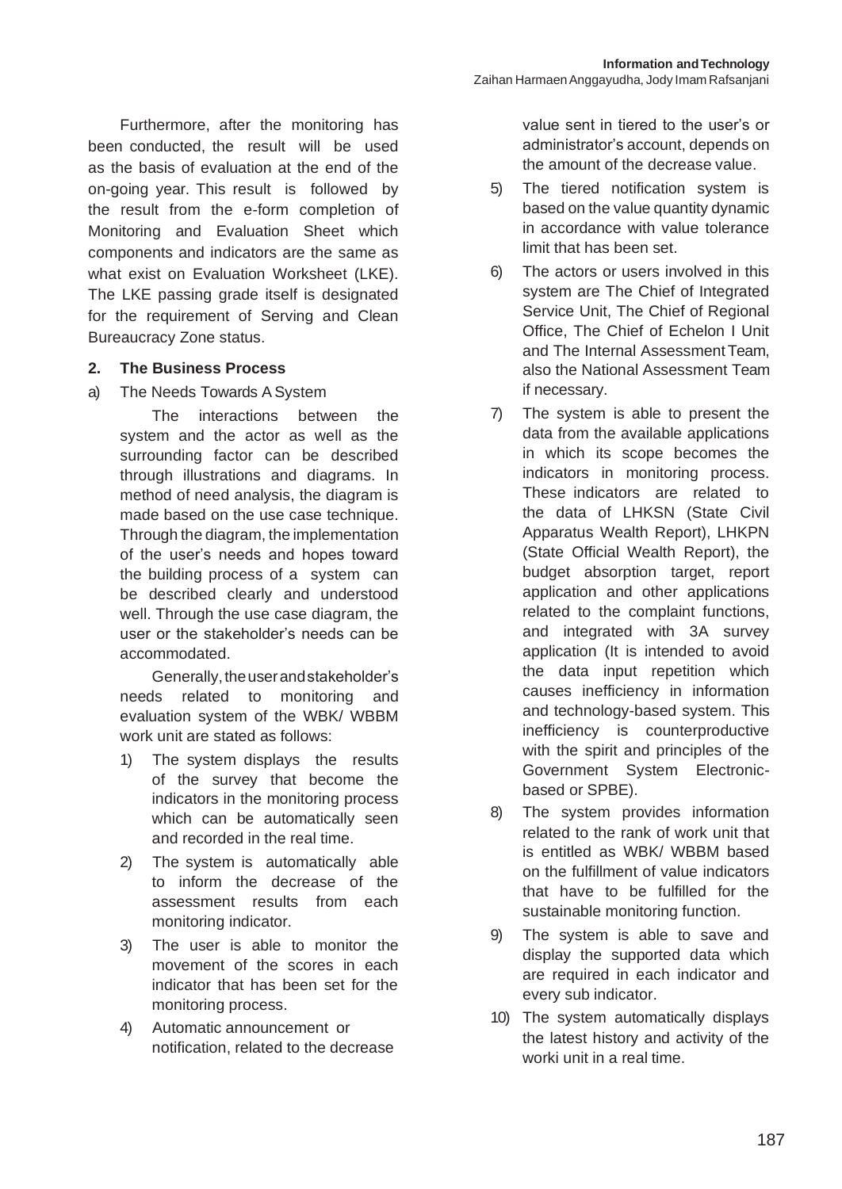Furthermore, after the monitoring has been conducted, the result will be used as the basis of evaluation at the end of the on-going year. This result is followed by the result from the e-form completion of Monitoring and Evaluation Sheet which components and indicators are the same as what exist on Evaluation Worksheet (LKE). The LKE passing grade itself is designated for the requirement of Serving and Clean Bureaucracy Zone status.

**2. The Business Process**

a) The Needs Towards A System

The interactions between the system and the actor as well as the surrounding factor can be described through illustrations and diagrams. In method of need analysis, the diagram is made based on the use case technique. Through the diagram, the implementation of the user's needs and hopes toward the building process of a system can be described clearly and understood well. Through the use case diagram, the user or the stakeholder's needs can be accommodated.

Generally, the user and stakeholder's needs related to monitoring and evaluation system of the WBK/ WBBM work unit are stated as follows:

1) The system displays the results of the survey that become the indicators in the monitoring process which can be automatically seen and recorded in the real time.
2) The system is automatically able to inform the decrease of the assessment results from each monitoring indicator.
3) The user is able to monitor the movement of the scores in each indicator that has been set for the monitoring process.
4) Automatic announcement or notification, related to the decrease value sent in tiered to the user's or administrator's account, depends on the amount of the decrease value.
5) The tiered notification system is based on the value quantity dynamic in accordance with value tolerance limit that has been set.
6) The actors or users involved in this system are The Chief of Integrated Service Unit, The Chief of Regional Office, The Chief of Echelon I Unit and The Internal Assessment Team, also the National Assessment Team if necessary.
7) The system is able to present the data from the available applications in which its scope becomes the indicators in monitoring process. These indicators are related to the data of LHKSN (State Civil Apparatus Wealth Report), LHKPN (State Official Wealth Report), the budget absorption target, report application and other applications related to the complaint functions, and integrated with 3A survey application (It is intended to avoid the data input repetition which causes inefficiency in information and technology-based system. This inefficiency is counterproductive with the spirit and principles of the Government System Electronic-based or SPBE).
8) The system provides information related to the rank of work unit that is entitled as WBK/ WBBM based on the fulfillment of value indicators that have to be fulfilled for the sustainable monitoring function.
9) The system is able to save and display the supported data which are required in each indicator and every sub indicator.
10) The system automatically displays the latest history and activity of the worki unit in a real time.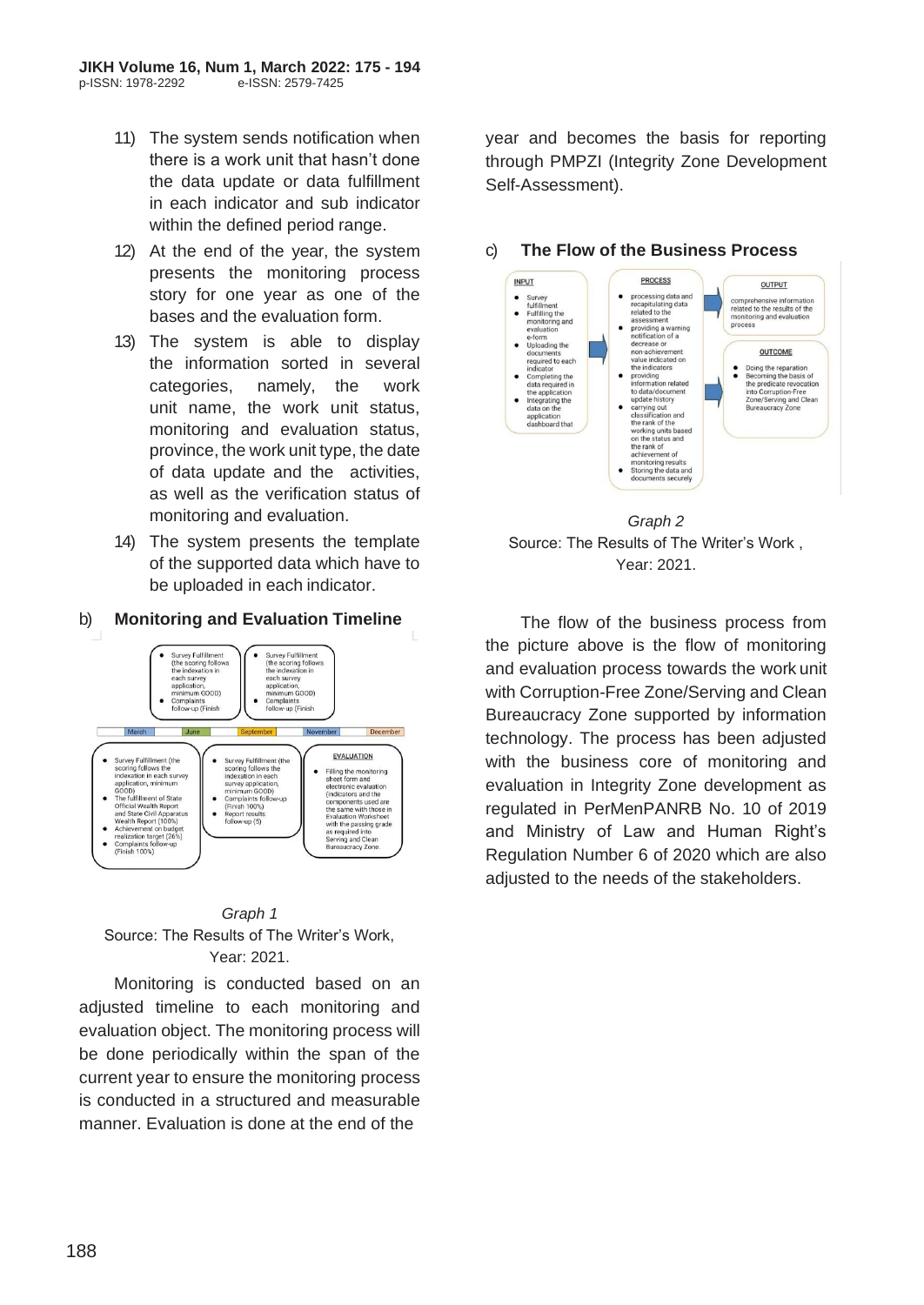11) The system sends notification when there is a work unit that hasn't done the data update or data fulfillment in each indicator and sub indicator within the defined period range.
12) At the end of the year, the system presents the monitoring process story for one year as one of the bases and the evaluation form.
13) The system is able to display the information sorted in several categories, namely, the work unit name, the work unit status, monitoring and evaluation status, province, the work unit type, the date of data update and the activities, as well as the verification status of monitoring and evaluation.
14) The system presents the template of the supported data which have to be uploaded in each indicator.

b) **Monitoring and Evaluation Timeline**

*Graph 1*
Source: The Results of The Writer's Work, Year: 2021.

Monitoring is conducted based on an adjusted timeline to each monitoring and evaluation object. The monitoring process will be done periodically within the span of the current year to ensure the monitoring process is conducted in a structured and measurable manner. Evaluation is done at the end of the year and becomes the basis for reporting through PMPZI (Integrity Zone Development Self-Assessment).

c) **The Flow of the Business Process**

*Graph 2*
Source: The Results of The Writer's Work , Year: 2021.

The flow of the business process from the picture above is the flow of monitoring and evaluation process towards the work unit with Corruption-Free Zone/Serving and Clean Bureaucracy Zone supported by information technology. The process has been adjusted with the business core of monitoring and evaluation in Integrity Zone development as regulated in PerMenPANRB No. 10 of 2019 and Ministry of Law and Human Right's Regulation Number 6 of 2020 which are also adjusted to the needs of the stakeholders.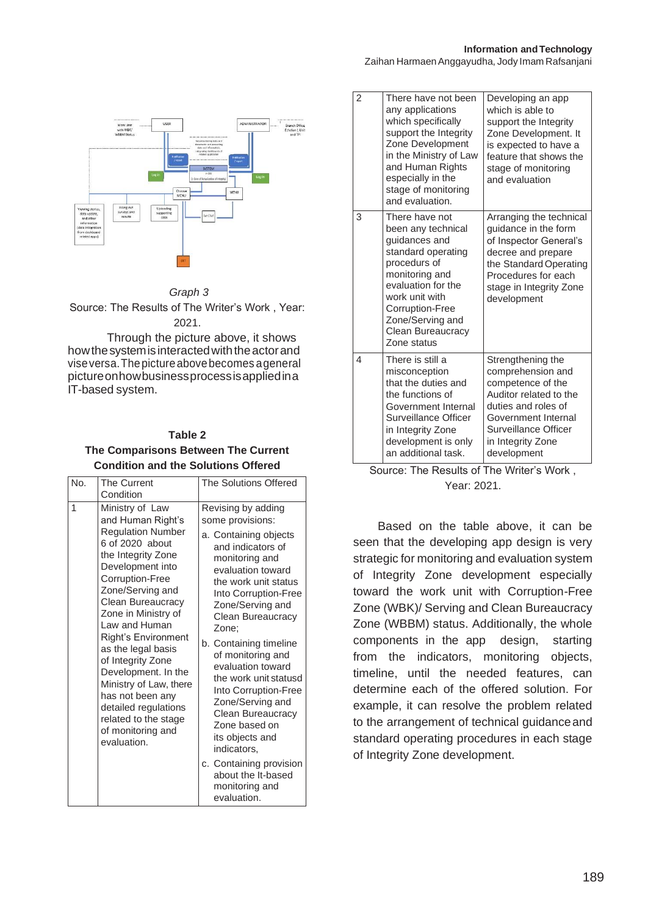*Graph 3*

Source: The Results of The Writer's Work , Year: 2021.

Through the picture above, it shows how the system is interacted with the actor and vise versa. The picture above becomes a general picture on how business process is applied in a IT-based system.

**Table 2**
**The Comparisons Between The Current Condition and the Solutions Offered**

| No. | The Current Condition | The Solutions Offered |
|---|---|---|
| 1 | Ministry of Law and Human Right's Regulation Number 6 of 2020 about the Integrity Zone Development into Corruption-Free Zone/Serving and Clean Bureaucracy Zone in Ministry of Law and Human Right's Environment as the legal basis of Integrity Zone Development. In the Ministry of Law, there has not been any detailed regulations related to the stage of monitoring and evaluation. | Revising by adding some provisions: a. Containing objects and indicators of monitoring and evaluation toward the work unit status Into Corruption-Free Zone/Serving and Clean Bureaucracy Zone; b. Containing timeline of monitoring and evaluation toward the work unit statusd Into Corruption-Free Zone/Serving and Clean Bureaucracy Zone based on its objects and indicators, c. Containing provision about the It-based monitoring and evaluation. |
| 2 | There have not been any applications which specifically support the Integrity Zone Development in the Ministry of Law and Human Rights especially in the stage of monitoring and evaluation. | Developing an app which is able to support the Integrity Zone Development. It is expected to have a feature that shows the stage of monitoring and evaluation |
| 3 | There have not been any technical guidances and standard operating procedures of monitoring and evaluation for the work unit with Corruption-Free Zone/Serving and Clean Bureaucracy Zone status | Arranging the technical guidance in the form of Inspector General's decree and prepare the Standard Operating Procedures for each stage in Integrity Zone development |
| 4 | There is still a misconception that the duties and the functions of Government Internal Surveillance Officer in Integrity Zone development is only an additional task. | Strengthening the comprehension and competence of the Auditor related to the duties and roles of Government Internal Surveillance Officer in Integrity Zone development |

Source: The Results of The Writer's Work , Year: 2021.

Based on the table above, it can be seen that the developing app design is very strategic for monitoring and evaluation system of Integrity Zone development especially toward the work unit with Corruption-Free Zone (WBK)/ Serving and Clean Bureaucracy Zone (WBBM) status. Additionally, the whole components in the app design, starting from the indicators, monitoring objects, timeline, until the needed features, can determine each of the offered solution. For example, it can resolve the problem related to the arrangement of technical guidance and standard operating procedures in each stage of Integrity Zone development.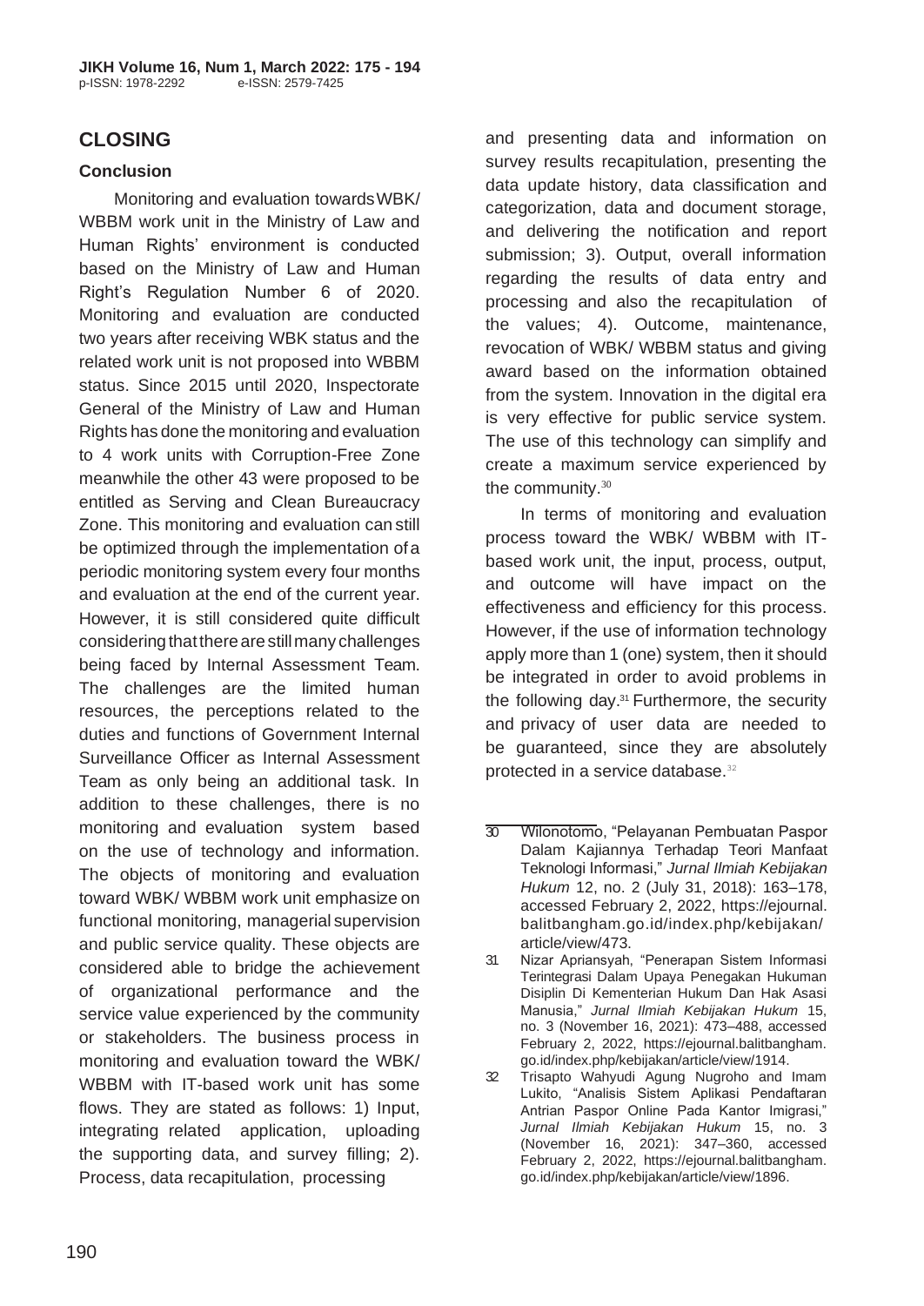## CLOSING

### Conclusion

Monitoring and evaluation towards WBK/ WBBM work unit in the Ministry of Law and Human Rights' environment is conducted based on the Ministry of Law and Human Right's Regulation Number 6 of 2020. Monitoring and evaluation are conducted two years after receiving WBK status and the related work unit is not proposed into WBBM status. Since 2015 until 2020, Inspectorate General of the Ministry of Law and Human Rights has done the monitoring and evaluation to 4 work units with Corruption-Free Zone meanwhile the other 43 were proposed to be entitled as Serving and Clean Bureaucracy Zone. This monitoring and evaluation can still be optimized through the implementation of a periodic monitoring system every four months and evaluation at the end of the current year. However, it is still considered quite difficult considering that there are still many challenges being faced by Internal Assessment Team. The challenges are the limited human resources, the perceptions related to the duties and functions of Government Internal Surveillance Officer as Internal Assessment Team as only being an additional task. In addition to these challenges, there is no monitoring and evaluation system based on the use of technology and information. The objects of monitoring and evaluation toward WBK/ WBBM work unit emphasize on functional monitoring, managerial supervision and public service quality. These objects are considered able to bridge the achievement of organizational performance and the service value experienced by the community or stakeholders. The business process in monitoring and evaluation toward the WBK/ WBBM with IT-based work unit has some flows. They are stated as follows: 1) Input, integrating related application, uploading the supporting data, and survey filling; 2). Process, data recapitulation, processing and presenting data and information on survey results recapitulation, presenting the data update history, data classification and categorization, data and document storage, and delivering the notification and report submission; 3). Output, overall information regarding the results of data entry and processing and also the recapitulation of the values; 4). Outcome, maintenance, revocation of WBK/ WBBM status and giving award based on the information obtained from the system. Innovation in the digital era is very effective for public service system. The use of this technology can simplify and create a maximum service experienced by the community.[30]

In terms of monitoring and evaluation process toward the WBK/ WBBM with IT-based work unit, the input, process, output, and outcome will have impact on the effectiveness and efficiency for this process. However, if the use of information technology apply more than 1 (one) system, then it should be integrated in order to avoid problems in the following day.[31] Furthermore, the security and privacy of user data are needed to be guaranteed, since they are absolutely protected in a service database.[32]

---

30 Wilonotomo, "Pelayanan Pembuatan Paspor Dalam Kajiannya Terhadap Teori Manfaat Teknologi Informasi," *Jurnal Ilmiah Kebijakan Hukum* 12, no. 2 (July 31, 2018): 163–178, accessed February 2, 2022, https://ejournal.balitbangham.go.id/index.php/kebijakan/article/view/473.

31 Nizar Apriansyah, "Penerapan Sistem Informasi Terintegrasi Dalam Upaya Penegakan Hukuman Disiplin Di Kementerian Hukum Dan Hak Asasi Manusia," *Jurnal Ilmiah Kebijakan Hukum* 15, no. 3 (November 16, 2021): 473–488, accessed February 2, 2022, https://ejournal.balitbangham.go.id/index.php/kebijakan/article/view/1914.

32 Trisapto Wahyudi Agung Nugroho and Imam Lukito, "Analisis Sistem Aplikasi Pendaftaran Antrian Paspor Online Pada Kantor Imigrasi," *Jurnal Ilmiah Kebijakan Hukum* 15, no. 3 (November 16, 2021): 347–360, accessed February 2, 2022, https://ejournal.balitbangham.go.id/index.php/kebijakan/article/view/1896.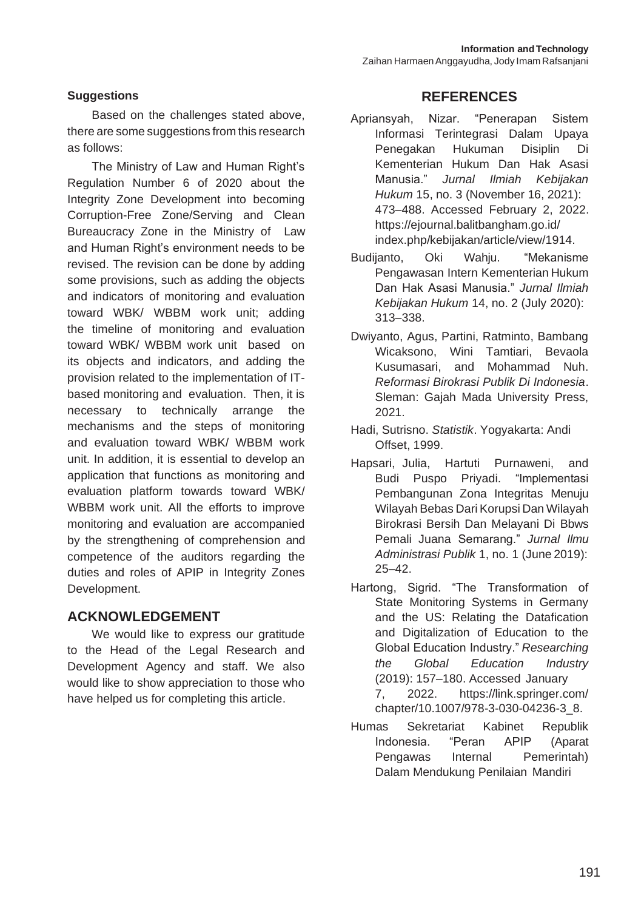### Suggestions

Based on the challenges stated above, there are some suggestions from this research as follows:

The Ministry of Law and Human Right's Regulation Number 6 of 2020 about the Integrity Zone Development into becoming Corruption-Free Zone/Serving and Clean Bureaucracy Zone in the Ministry of Law and Human Right's environment needs to be revised. The revision can be done by adding some provisions, such as adding the objects and indicators of monitoring and evaluation toward WBK/ WBBM work unit; adding the timeline of monitoring and evaluation toward WBK/ WBBM work unit based on its objects and indicators, and adding the provision related to the implementation of IT-based monitoring and evaluation. Then, it is necessary to technically arrange the mechanisms and the steps of monitoring and evaluation toward WBK/ WBBM work unit. In addition, it is essential to develop an application that functions as monitoring and evaluation platform towards toward WBK/ WBBM work unit. All the efforts to improve monitoring and evaluation are accompanied by the strengthening of comprehension and competence of the auditors regarding the duties and roles of APIP in Integrity Zones Development.

## ACKNOWLEDGEMENT

We would like to express our gratitude to the Head of the Legal Research and Development Agency and staff. We also would like to show appreciation to those who have helped us for completing this article.

## REFERENCES

Apriansyah, Nizar. "Penerapan Sistem Informasi Terintegrasi Dalam Upaya Penegakan Hukuman Disiplin Di Kementerian Hukum Dan Hak Asasi Manusia." *Jurnal Ilmiah Kebijakan Hukum* 15, no. 3 (November 16, 2021): 473–488. Accessed February 2, 2022. https://ejournal.balitbangham.go.id/index.php/kebijakan/article/view/1914.

Budijanto, Oki Wahju. "Mekanisme Pengawasan Intern Kementerian Hukum Dan Hak Asasi Manusia." *Jurnal Ilmiah Kebijakan Hukum* 14, no. 2 (July 2020): 313–338.

Dwiyanto, Agus, Partini, Ratminto, Bambang Wicaksono, Wini Tamtiari, Bevaola Kusumasari, and Mohammad Nuh. *Reformasi Birokrasi Publik Di Indonesia*. Sleman: Gajah Mada University Press, 2021.

Hadi, Sutrisno. *Statistik*. Yogyakarta: Andi Offset, 1999.

Hapsari, Julia, Hartuti Purnaweni, and Budi Puspo Priyadi. "Implementasi Pembangunan Zona Integritas Menuju Wilayah Bebas Dari Korupsi Dan Wilayah Birokrasi Bersih Dan Melayani Di Bbws Pemali Juana Semarang." *Jurnal Ilmu Administrasi Publik* 1, no. 1 (June 2019): 25–42.

Hartong, Sigrid. "The Transformation of State Monitoring Systems in Germany and the US: Relating the Datafication and Digitalization of Education to the Global Education Industry." *Researching the Global Education Industry* (2019): 157–180. Accessed January 7, 2022. https://link.springer.com/chapter/10.1007/978-3-030-04236-3_8.

Humas Sekretariat Kabinet Republik Indonesia. "Peran APIP (Aparat Pengawas Internal Pemerintah) Dalam Mendukung Penilaian Mandiri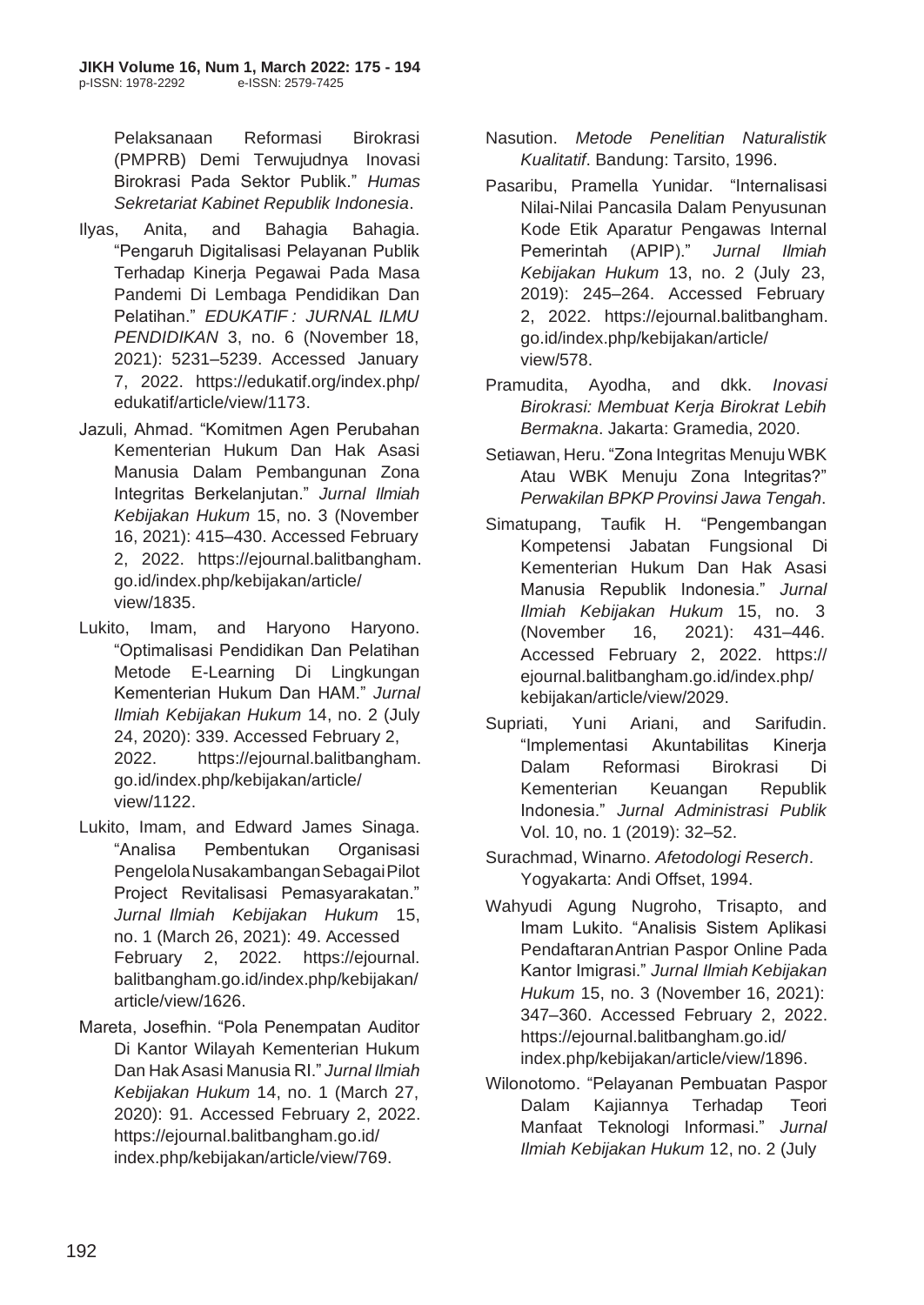Pelaksanaan Reformasi Birokrasi (PMPRB) Demi Terwujudnya Inovasi Birokrasi Pada Sektor Publik." *Humas Sekretariat Kabinet Republik Indonesia*.

Ilyas, Anita, and Bahagia Bahagia. "Pengaruh Digitalisasi Pelayanan Publik Terhadap Kinerja Pegawai Pada Masa Pandemi Di Lembaga Pendidikan Dan Pelatihan." *EDUKATIF : JURNAL ILMU PENDIDIKAN* 3, no. 6 (November 18, 2021): 5231–5239. Accessed January 7, 2022. https://edukatif.org/index.php/edukatif/article/view/1173.

Jazuli, Ahmad. "Komitmen Agen Perubahan Kementerian Hukum Dan Hak Asasi Manusia Dalam Pembangunan Zona Integritas Berkelanjutan." *Jurnal Ilmiah Kebijakan Hukum* 15, no. 3 (November 16, 2021): 415–430. Accessed February 2, 2022. https://ejournal.balitbangham.go.id/index.php/kebijakan/article/view/1835.

Lukito, Imam, and Haryono Haryono. "Optimalisasi Pendidikan Dan Pelatihan Metode E-Learning Di Lingkungan Kementerian Hukum Dan HAM." *Jurnal Ilmiah Kebijakan Hukum* 14, no. 2 (July 24, 2020): 339. Accessed February 2, 2022. https://ejournal.balitbangham.go.id/index.php/kebijakan/article/view/1122.

Lukito, Imam, and Edward James Sinaga. "Analisa Pembentukan Organisasi Pengelola Nusakambangan Sebagai Pilot Project Revitalisasi Pemasyarakatan." *Jurnal Ilmiah Kebijakan Hukum* 15, no. 1 (March 26, 2021): 49. Accessed February 2, 2022. https://ejournal.balitbangham.go.id/index.php/kebijakan/article/view/1626.

Mareta, Josefhin. "Pola Penempatan Auditor Di Kantor Wilayah Kementerian Hukum Dan Hak Asasi Manusia RI." *Jurnal Ilmiah Kebijakan Hukum* 14, no. 1 (March 27, 2020): 91. Accessed February 2, 2022. https://ejournal.balitbangham.go.id/index.php/kebijakan/article/view/769.

Nasution. *Metode Penelitian Naturalistik Kualitatif*. Bandung: Tarsito, 1996.

Pasaribu, Pramella Yunidar. "Internalisasi Nilai-Nilai Pancasila Dalam Penyusunan Kode Etik Aparatur Pengawas Internal Pemerintah (APIP)." *Jurnal Ilmiah Kebijakan Hukum* 13, no. 2 (July 23, 2019): 245–264. Accessed February 2, 2022. https://ejournal.balitbangham.go.id/index.php/kebijakan/article/view/578.

Pramudita, Ayodha, and dkk. *Inovasi Birokrasi: Membuat Kerja Birokrat Lebih Bermakna*. Jakarta: Gramedia, 2020.

Setiawan, Heru. "Zona Integritas Menuju WBK Atau WBK Menuju Zona Integritas?" *Perwakilan BPKP Provinsi Jawa Tengah*.

Simatupang, Taufik H. "Pengembangan Kompetensi Jabatan Fungsional Di Kementerian Hukum Dan Hak Asasi Manusia Republik Indonesia." *Jurnal Ilmiah Kebijakan Hukum* 15, no. 3 (November 16, 2021): 431–446. Accessed February 2, 2022. https://ejournal.balitbangham.go.id/index.php/kebijakan/article/view/2029.

Supriati, Yuni Ariani, and Sarifudin. "Implementasi Akuntabilitas Kinerja Dalam Reformasi Birokrasi Di Kementerian Keuangan Republik Indonesia." *Jurnal Administrasi Publik* Vol. 10, no. 1 (2019): 32–52.

Surachmad, Winarno. *Afetodologi Reserch*. Yogyakarta: Andi Offset, 1994.

Wahyudi Agung Nugroho, Trisapto, and Imam Lukito. "Analisis Sistem Aplikasi Pendaftaran Antrian Paspor Online Pada Kantor Imigrasi." *Jurnal Ilmiah Kebijakan Hukum* 15, no. 3 (November 16, 2021): 347–360. Accessed February 2, 2022. https://ejournal.balitbangham.go.id/index.php/kebijakan/article/view/1896.

Wilonotomo. "Pelayanan Pembuatan Paspor Dalam Kajiannya Terhadap Teori Manfaat Teknologi Informasi." *Jurnal Ilmiah Kebijakan Hukum* 12, no. 2 (July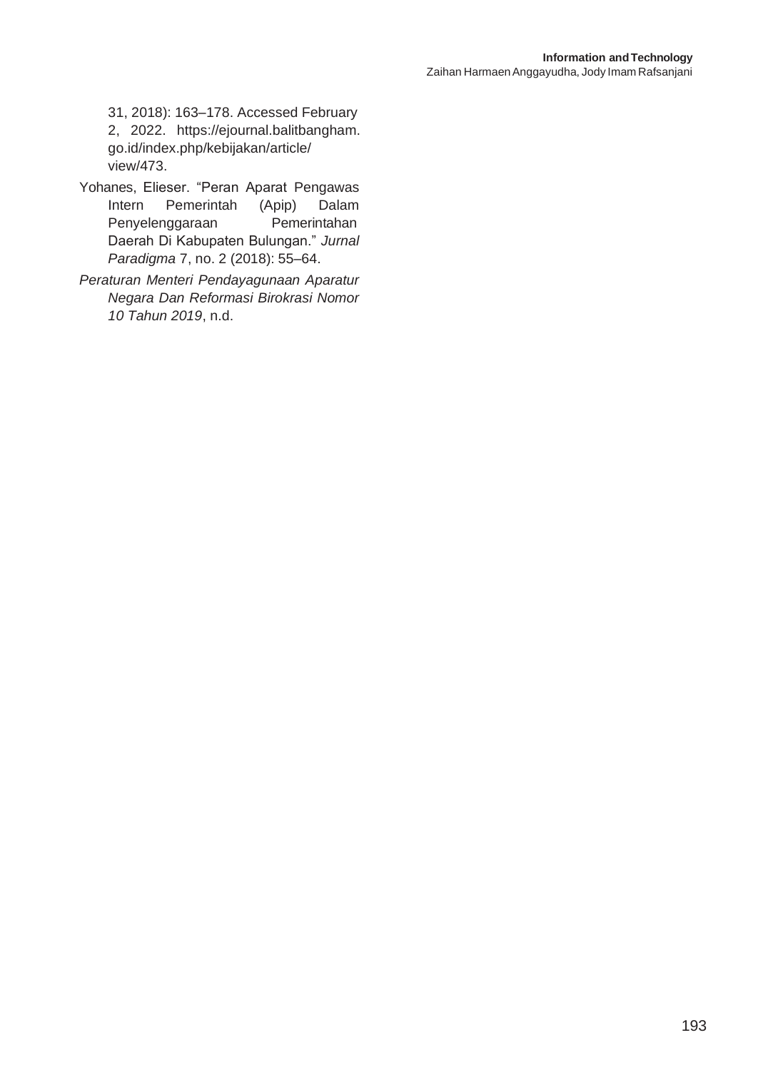31, 2018): 163–178. Accessed February 2, 2022. https://ejournal.balitbangham.go.id/index.php/kebijakan/article/view/473.

Yohanes, Elieser. "Peran Aparat Pengawas Intern Pemerintah (Apip) Dalam Penyelenggaraan Pemerintahan Daerah Di Kabupaten Bulungan." *Jurnal Paradigma* 7, no. 2 (2018): 55–64.

*Peraturan Menteri Pendayagunaan Aparatur Negara Dan Reformasi Birokrasi Nomor 10 Tahun 2019*, n.d.